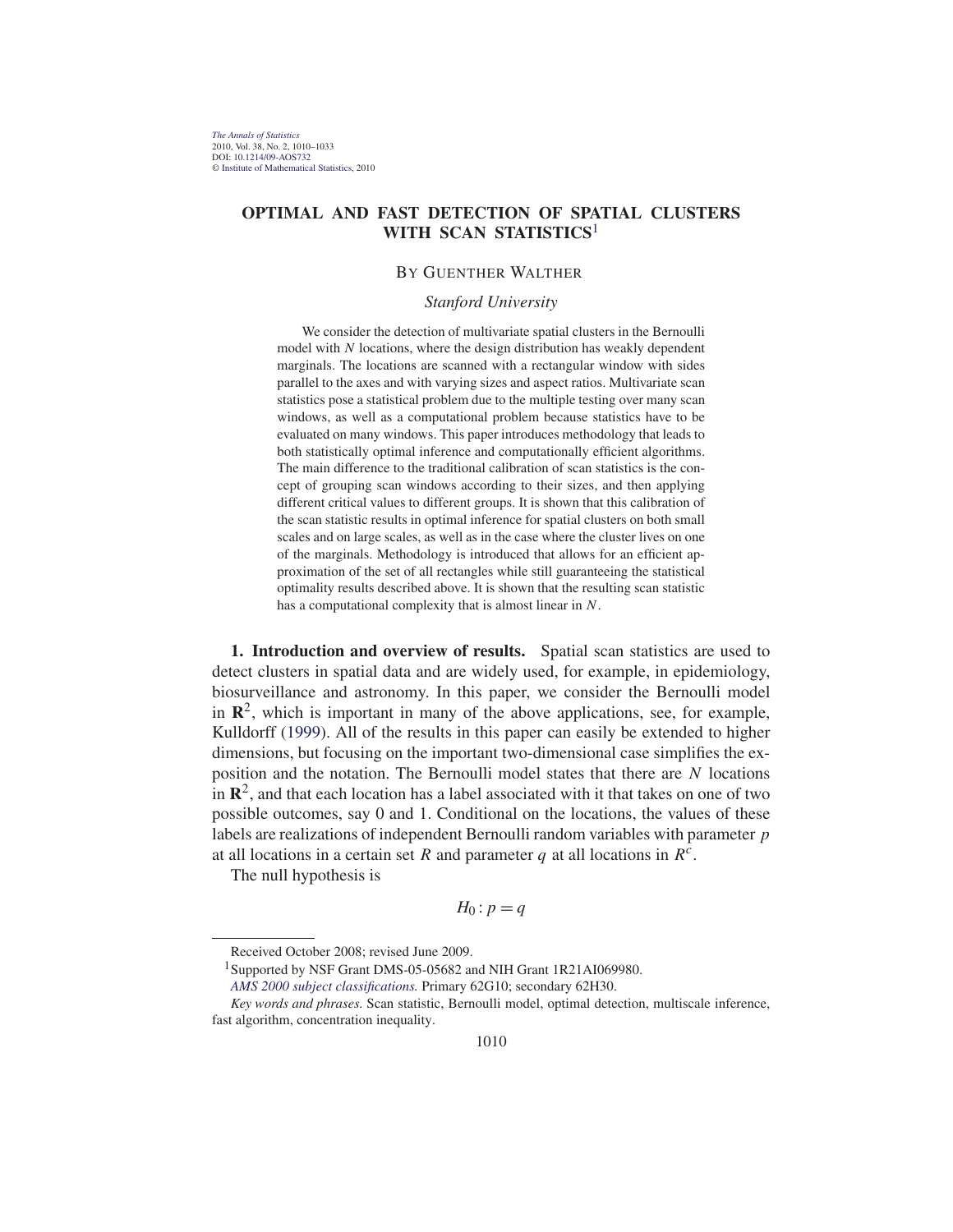# OPTIMAL AND FAST DETECTION OF SPATIAL CLUSTERS WITH SCAN STATISTICS[1]

BY GUENTHER WALTHER

*Stanford University*

We consider the detection of multivariate spatial clusters in the Bernoulli model with $N$ locations, where the design distribution has weakly dependent marginals. The locations are scanned with a rectangular window with sides parallel to the axes and with varying sizes and aspect ratios. Multivariate scan statistics pose a statistical problem due to the multiple testing over many scan windows, as well as a computational problem because statistics have to be evaluated on many windows. This paper introduces methodology that leads to both statistically optimal inference and computationally efficient algorithms. The main difference to the traditional calibration of scan statistics is the concept of grouping scan windows according to their sizes, and then applying different critical values to different groups. It is shown that this calibration of the scan statistic results in optimal inference for spatial clusters on both small scales and on large scales, as well as in the case where the cluster lives on one of the marginals. Methodology is introduced that allows for an efficient approximation of the set of all rectangles while still guaranteeing the statistical optimality results described above. It is shown that the resulting scan statistic has a computational complexity that is almost linear in $N$.

**1. Introduction and overview of results.** Spatial scan statistics are used to detect clusters in spatial data and are widely used, for example, in epidemiology, biosurveillance and astronomy. In this paper, we consider the Bernoulli model in $\mathbf{R}^2$, which is important in many of the above applications, see, for example, Kulldorff (1999). All of the results in this paper can easily be extended to higher dimensions, but focusing on the important two-dimensional case simplifies the exposition and the notation. The Bernoulli model states that there are $N$ locations in $\mathbf{R}^2$, and that each location has a label associated with it that takes on one of two possible outcomes, say 0 and 1. Conditional on the locations, the values of these labels are realizations of independent Bernoulli random variables with parameter $p$ at all locations in a certain set $R$ and parameter $q$ at all locations in $R^c$.

The null hypothesis is

$$H_0 : p = q$$

---

Received October 2008; revised June 2009.

[1]Supported by NSF Grant DMS-05-05682 and NIH Grant 1R21AI069980.

*AMS 2000 subject classifications.* Primary 62G10; secondary 62H30.

*Key words and phrases.* Scan statistic, Bernoulli model, optimal detection, multiscale inference, fast algorithm, concentration inequality.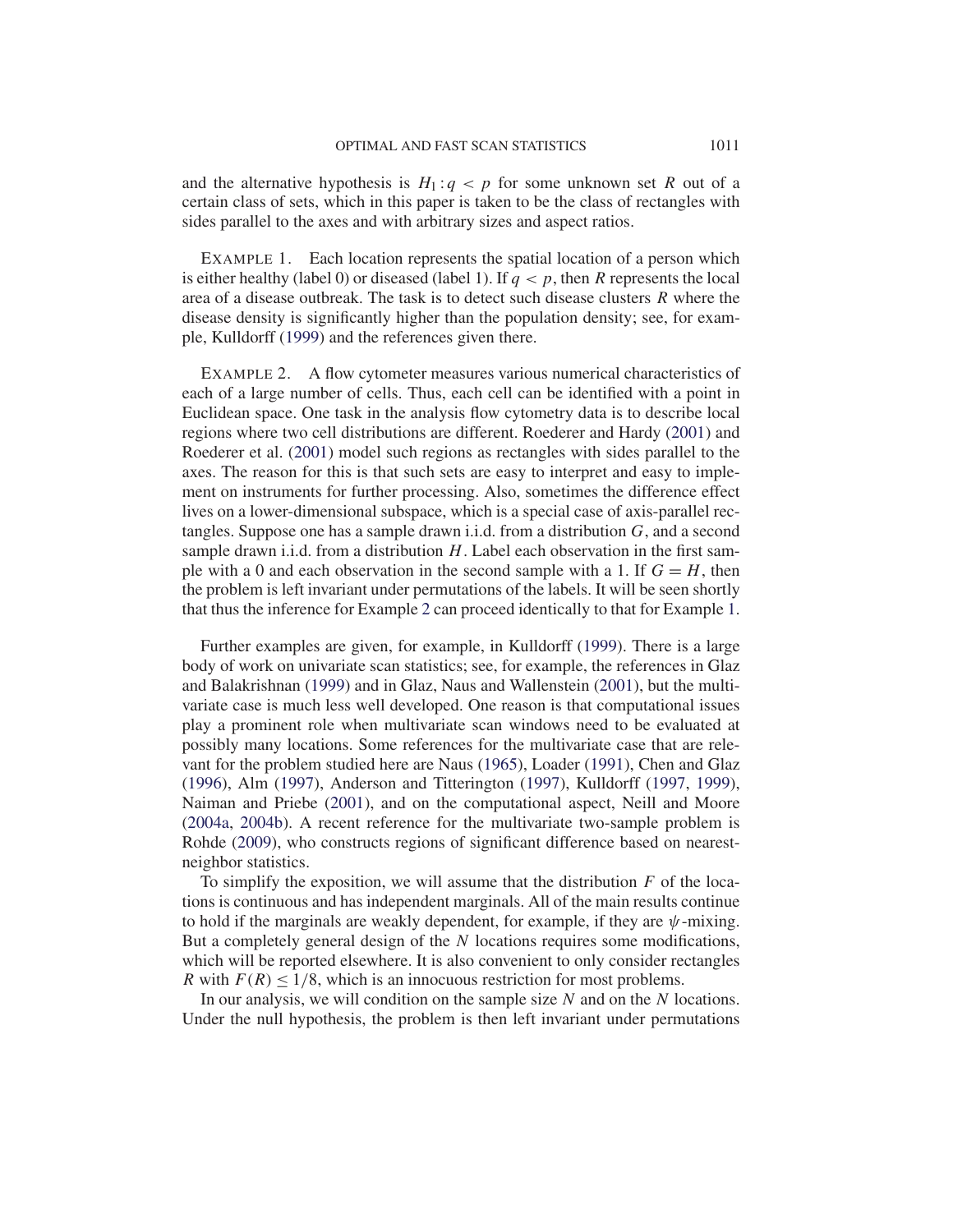and the alternative hypothesis is $H_1 : q < p$ for some unknown set $R$ out of a certain class of sets, which in this paper is taken to be the class of rectangles with sides parallel to the axes and with arbitrary sizes and aspect ratios.

EXAMPLE 1. Each location represents the spatial location of a person which is either healthy (label 0) or diseased (label 1). If $q < p$, then $R$ represents the local area of a disease outbreak. The task is to detect such disease clusters $R$ where the disease density is significantly higher than the population density; see, for example, Kulldorff (1999) and the references given there.

EXAMPLE 2. A flow cytometer measures various numerical characteristics of each of a large number of cells. Thus, each cell can be identified with a point in Euclidean space. One task in the analysis flow cytometry data is to describe local regions where two cell distributions are different. Roederer and Hardy (2001) and Roederer et al. (2001) model such regions as rectangles with sides parallel to the axes. The reason for this is that such sets are easy to interpret and easy to implement on instruments for further processing. Also, sometimes the difference effect lives on a lower-dimensional subspace, which is a special case of axis-parallel rectangles. Suppose one has a sample drawn i.i.d. from a distribution $G$, and a second sample drawn i.i.d. from a distribution $H$. Label each observation in the first sample with a 0 and each observation in the second sample with a 1. If $G = H$, then the problem is left invariant under permutations of the labels. It will be seen shortly that thus the inference for Example 2 can proceed identically to that for Example 1.

Further examples are given, for example, in Kulldorff (1999). There is a large body of work on univariate scan statistics; see, for example, the references in Glaz and Balakrishnan (1999) and in Glaz, Naus and Wallenstein (2001), but the multivariate case is much less well developed. One reason is that computational issues play a prominent role when multivariate scan windows need to be evaluated at possibly many locations. Some references for the multivariate case that are relevant for the problem studied here are Naus (1965), Loader (1991), Chen and Glaz (1996), Alm (1997), Anderson and Titterington (1997), Kulldorff (1997, 1999), Naiman and Priebe (2001), and on the computational aspect, Neill and Moore (2004a, 2004b). A recent reference for the multivariate two-sample problem is Rohde (2009), who constructs regions of significant difference based on nearest-neighbor statistics.

To simplify the exposition, we will assume that the distribution $F$ of the locations is continuous and has independent marginals. All of the main results continue to hold if the marginals are weakly dependent, for example, if they are $\psi$-mixing. But a completely general design of the $N$ locations requires some modifications, which will be reported elsewhere. It is also convenient to only consider rectangles $R$ with $F(R) \leq 1/8$, which is an innocuous restriction for most problems.

In our analysis, we will condition on the sample size $N$ and on the $N$ locations. Under the null hypothesis, the problem is then left invariant under permutations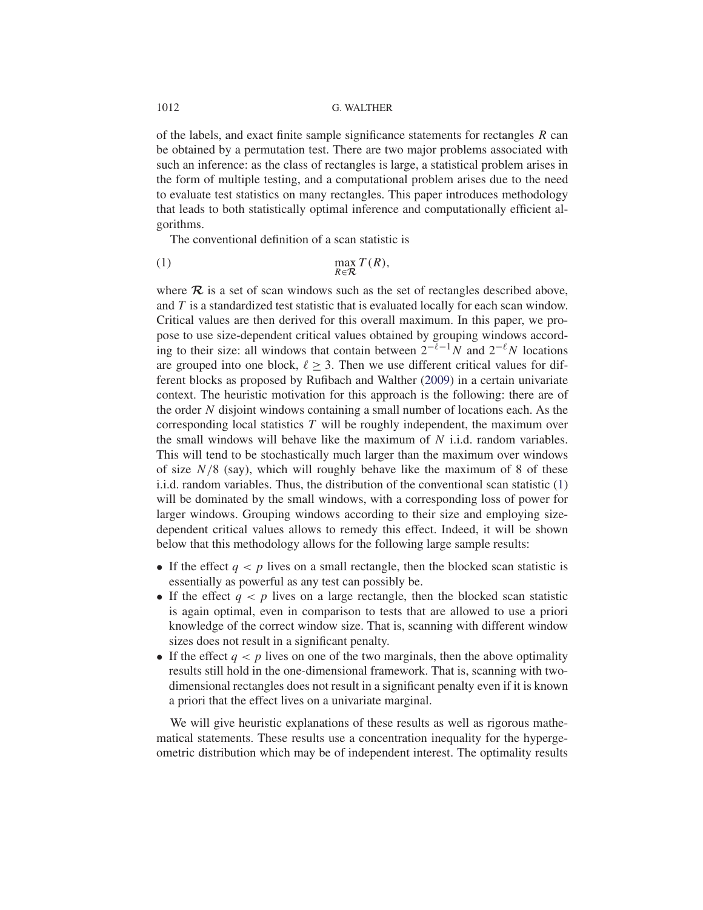of the labels, and exact finite sample significance statements for rectangles $R$ can be obtained by a permutation test. There are two major problems associated with such an inference: as the class of rectangles is large, a statistical problem arises in the form of multiple testing, and a computational problem arises due to the need to evaluate test statistics on many rectangles. This paper introduces methodology that leads to both statistically optimal inference and computationally efficient algorithms.

The conventional definition of a scan statistic is

$$\max_{R \in \mathcal{R}} T(R), \tag{1}$$

where $\mathcal{R}$ is a set of scan windows such as the set of rectangles described above, and $T$ is a standardized test statistic that is evaluated locally for each scan window. Critical values are then derived for this overall maximum. In this paper, we propose to use size-dependent critical values obtained by grouping windows according to their size: all windows that contain between $2^{-\ell-1}N$ and $2^{-\ell}N$ locations are grouped into one block, $\ell \geq 3$. Then we use different critical values for different blocks as proposed by Rufibach and Walther (2009) in a certain univariate context. The heuristic motivation for this approach is the following: there are of the order $N$ disjoint windows containing a small number of locations each. As the corresponding local statistics $T$ will be roughly independent, the maximum over the small windows will behave like the maximum of $N$ i.i.d. random variables. This will tend to be stochastically much larger than the maximum over windows of size $N/8$ (say), which will roughly behave like the maximum of 8 of these i.i.d. random variables. Thus, the distribution of the conventional scan statistic (1) will be dominated by the small windows, with a corresponding loss of power for larger windows. Grouping windows according to their size and employing size-dependent critical values allows to remedy this effect. Indeed, it will be shown below that this methodology allows for the following large sample results:

- If the effect $q < p$ lives on a small rectangle, then the blocked scan statistic is essentially as powerful as any test can possibly be.
- If the effect $q < p$ lives on a large rectangle, then the blocked scan statistic is again optimal, even in comparison to tests that are allowed to use a priori knowledge of the correct window size. That is, scanning with different window sizes does not result in a significant penalty.
- If the effect $q < p$ lives on one of the two marginals, then the above optimality results still hold in the one-dimensional framework. That is, scanning with two-dimensional rectangles does not result in a significant penalty even if it is known a priori that the effect lives on a univariate marginal.

We will give heuristic explanations of these results as well as rigorous mathematical statements. These results use a concentration inequality for the hypergeometric distribution which may be of independent interest. The optimality results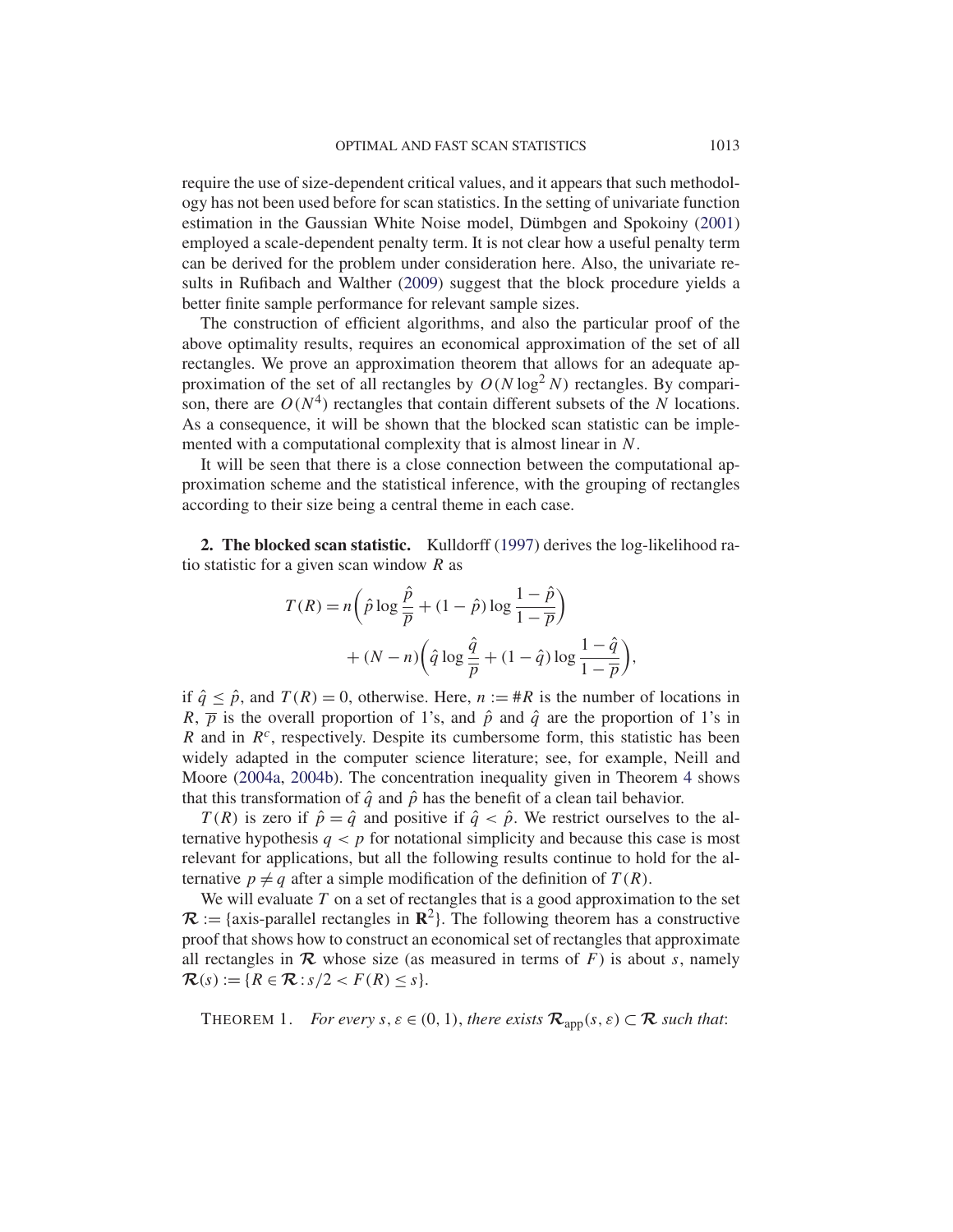require the use of size-dependent critical values, and it appears that such methodology has not been used before for scan statistics. In the setting of univariate function estimation in the Gaussian White Noise model, Dümbgen and Spokoiny (2001) employed a scale-dependent penalty term. It is not clear how a useful penalty term can be derived for the problem under consideration here. Also, the univariate results in Rufibach and Walther (2009) suggest that the block procedure yields a better finite sample performance for relevant sample sizes.

The construction of efficient algorithms, and also the particular proof of the above optimality results, requires an economical approximation of the set of all rectangles. We prove an approximation theorem that allows for an adequate approximation of the set of all rectangles by $O(N \log^2 N)$ rectangles. By comparison, there are $O(N^4)$ rectangles that contain different subsets of the $N$ locations. As a consequence, it will be shown that the blocked scan statistic can be implemented with a computational complexity that is almost linear in $N$.

It will be seen that there is a close connection between the computational approximation scheme and the statistical inference, with the grouping of rectangles according to their size being a central theme in each case.

## 2. The blocked scan statistic.

Kulldorff (1997) derives the log-likelihood ratio statistic for a given scan window $R$ as

$$T(R) = n\left(\hat{p} \log \frac{\hat{p}}{\overline{p}} + (1 - \hat{p}) \log \frac{1 - \hat{p}}{1 - \overline{p}}\right) + (N - n)\left(\hat{q} \log \frac{\hat{q}}{\overline{p}} + (1 - \hat{q}) \log \frac{1 - \hat{q}}{1 - \overline{p}}\right),$$

if $\hat{q} \le \hat{p}$, and $T(R) = 0$, otherwise. Here, $n := \#R$ is the number of locations in $R$, $\overline{p}$ is the overall proportion of 1's, and $\hat{p}$ and $\hat{q}$ are the proportion of 1's in $R$ and in $R^c$, respectively. Despite its cumbersome form, this statistic has been widely adapted in the computer science literature; see, for example, Neill and Moore (2004a, 2004b). The concentration inequality given in Theorem 4 shows that this transformation of $\hat{q}$ and $\hat{p}$ has the benefit of a clean tail behavior.

$T(R)$ is zero if $\hat{p} = \hat{q}$ and positive if $\hat{q} < \hat{p}$. We restrict ourselves to the alternative hypothesis $q < p$ for notational simplicity and because this case is most relevant for applications, but all the following results continue to hold for the alternative $p \neq q$ after a simple modification of the definition of $T(R)$.

We will evaluate $T$ on a set of rectangles that is a good approximation to the set $\mathcal{R} :=$ {axis-parallel rectangles in $\mathbf{R}^2$}. The following theorem has a constructive proof that shows how to construct an economical set of rectangles that approximate all rectangles in $\mathcal{R}$ whose size (as measured in terms of $F$) is about $s$, namely $\mathcal{R}(s) := \{R \in \mathcal{R} : s/2 < F(R) \le s\}$.

THEOREM 1. *For every $s, \varepsilon \in (0, 1)$, there exists $\mathcal{R}_{\text{app}}(s, \varepsilon) \subset \mathcal{R}$ such that*: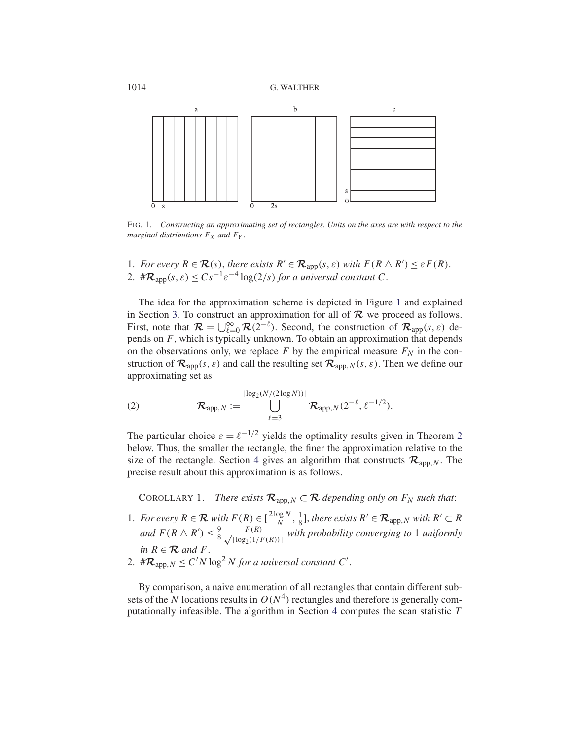FIG. 1. *Constructing an approximating set of rectangles. Units on the axes are with respect to the marginal distributions $F_X$ and $F_Y$.*

1. *For every $R \in \mathcal{R}(s)$, there exists $R' \in \mathcal{R}_{\text{app}}(s, \varepsilon)$ with $F(R \triangle R') \le \varepsilon F(R)$.*
2. *$\#\mathcal{R}_{\text{app}}(s, \varepsilon) \le C s^{-1} \varepsilon^{-4} \log(2/s)$ for a universal constant $C$.*

The idea for the approximation scheme is depicted in Figure 1 and explained in Section 3. To construct an approximation for all of $\mathcal{R}$ we proceed as follows. First, note that $\mathcal{R} = \bigcup_{\ell=0}^{\infty} \mathcal{R}(2^{-\ell})$. Second, the construction of $\mathcal{R}_{\text{app}}(s, \varepsilon)$ depends on $F$, which is typically unknown. To obtain an approximation that depends on the observations only, we replace $F$ by the empirical measure $F_N$ in the construction of $\mathcal{R}_{\text{app}}(s, \varepsilon)$ and call the resulting set $\mathcal{R}_{\text{app},N}(s, \varepsilon)$. Then we define our approximating set as

$$\mathcal{R}_{\text{app},N} := \bigcup_{\ell=3}^{\lfloor \log_2(N/(2\log N)) \rfloor} \mathcal{R}_{\text{app},N}(2^{-\ell}, \ell^{-1/2}). \tag{2}$$

The particular choice $\varepsilon = \ell^{-1/2}$ yields the optimality results given in Theorem 2 below. Thus, the smaller the rectangle, the finer the approximation relative to the size of the rectangle. Section 4 gives an algorithm that constructs $\mathcal{R}_{\text{app},N}$. The precise result about this approximation is as follows.

COROLLARY 1. *There exists $\mathcal{R}_{\text{app},N} \subset \mathcal{R}$ depending only on $F_N$ such that*:

1. *For every $R \in \mathcal{R}$ with $F(R) \in [\frac{2\log N}{N}, \frac{1}{8}]$, there exists $R' \in \mathcal{R}_{\text{app},N}$ with $R' \subset R$ and $F(R \triangle R') \le \frac{9}{8} \frac{F(R)}{\sqrt{\lfloor \log_2(1/F(R)) \rfloor}}$ with probability converging to 1 uniformly in $R \in \mathcal{R}$ and $F$.*
2. *$\#\mathcal{R}_{\text{app},N} \le C' N \log^2 N$ for a universal constant $C'$.*

By comparison, a naive enumeration of all rectangles that contain different subsets of the $N$ locations results in $O(N^4)$ rectangles and therefore is generally computationally infeasible. The algorithm in Section 4 computes the scan statistic $T$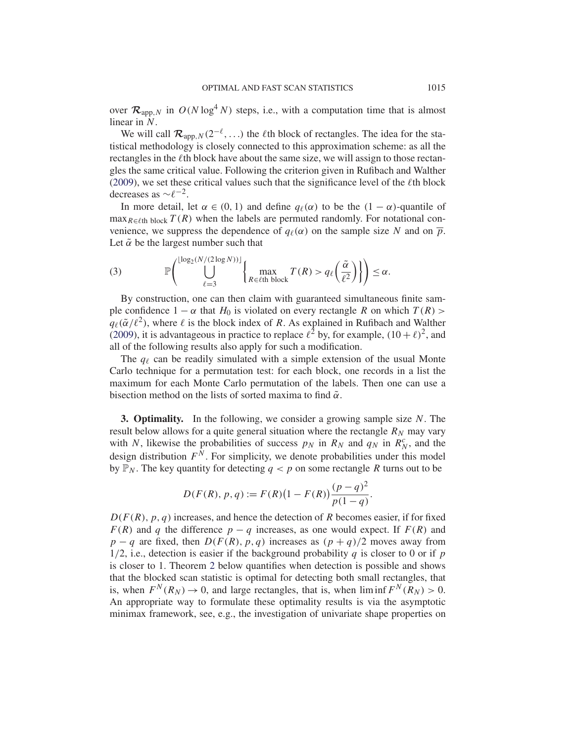over $\mathcal{R}_{\text{app},N}$ in $O(N \log^4 N)$ steps, i.e., with a computation time that is almost linear in $N$.

We will call $\mathcal{R}_{\text{app},N}(2^{-\ell}, \dots)$ the $\ell$th block of rectangles. The idea for the statistical methodology is closely connected to this approximation scheme: as all the rectangles in the $\ell$th block have about the same size, we will assign to those rectangles the same critical value. Following the criterion given in Rufibach and Walther (2009), we set these critical values such that the significance level of the $\ell$th block decreases as $\sim \ell^{-2}$.

In more detail, let $\alpha \in (0, 1)$ and define $q_\ell(\alpha)$ to be the $(1 - \alpha)$-quantile of $\max_{R \in \ell\text{th block}} T(R)$ when the labels are permuted randomly. For notational convenience, we suppress the dependence of $q_\ell(\alpha)$ on the sample size $N$ and on $\overline{p}$. Let $\tilde{\alpha}$ be the largest number such that

$$\mathbb{P}\left( \bigcup_{\ell=3}^{\lfloor \log_2(N/(2\log N)) \rfloor} \left\{ \max_{R \in \ell\text{th block}} T(R) > q_\ell\left(\frac{\tilde{\alpha}}{\ell^2}\right) \right\} \right) \le \alpha. \tag{3}$$

By construction, one can then claim with guaranteed simultaneous finite sample confidence $1 - \alpha$ that $H_0$ is violated on every rectangle $R$ on which $T(R) > q_\ell(\tilde{\alpha}/\ell^2)$, where $\ell$ is the block index of $R$. As explained in Rufibach and Walther (2009), it is advantageous in practice to replace $\ell^2$ by, for example, $(10 + \ell)^2$, and all of the following results also apply for such a modification.

The $q_\ell$ can be readily simulated with a simple extension of the usual Monte Carlo technique for a permutation test: for each block, one records in a list the maximum for each Monte Carlo permutation of the labels. Then one can use a bisection method on the lists of sorted maxima to find $\tilde{\alpha}$.

**3. Optimality.** In the following, we consider a growing sample size $N$. The result below allows for a quite general situation where the rectangle $R_N$ may vary with $N$, likewise the probabilities of success $p_N$ in $R_N$ and $q_N$ in $R_N^c$, and the design distribution $F^N$. For simplicity, we denote probabilities under this model by $\mathbb{P}_N$. The key quantity for detecting $q < p$ on some rectangle $R$ turns out to be

$$D(F(R), p, q) := F(R)\big(1 - F(R)\big)\frac{(p - q)^2}{p(1 - q)}.$$

$D(F(R), p, q)$ increases, and hence the detection of $R$ becomes easier, if for fixed $F(R)$ and $q$ the difference $p - q$ increases, as one would expect. If $F(R)$ and $p - q$ are fixed, then $D(F(R), p, q)$ increases as $(p + q)/2$ moves away from $1/2$, i.e., detection is easier if the background probability $q$ is closer to 0 or if $p$ is closer to 1. Theorem 2 below quantifies when detection is possible and shows that the blocked scan statistic is optimal for detecting both small rectangles, that is, when $F^N(R_N) \to 0$, and large rectangles, that is, when $\liminf F^N(R_N) > 0$. An appropriate way to formulate these optimality results is via the asymptotic minimax framework, see, e.g., the investigation of univariate shape properties on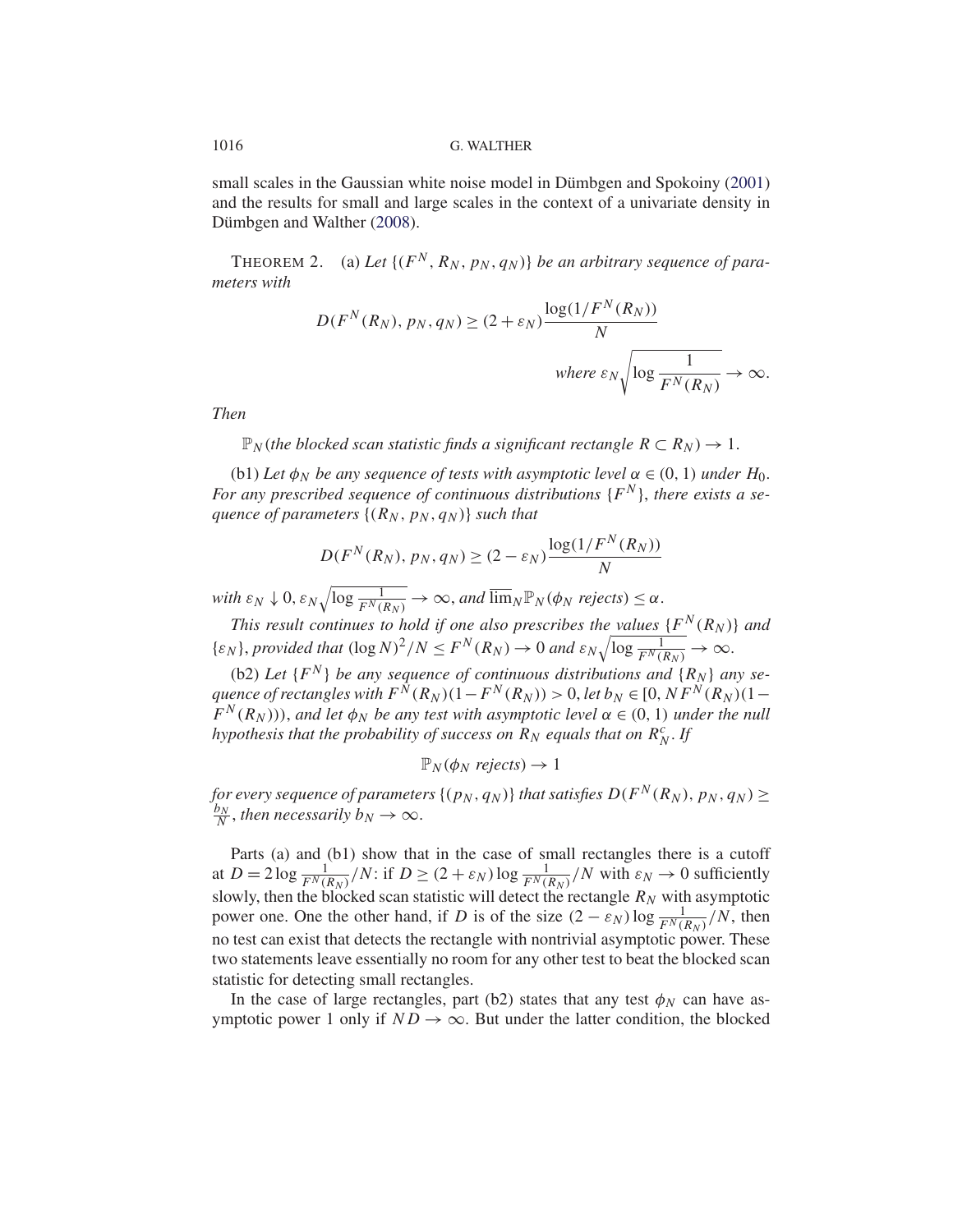small scales in the Gaussian white noise model in Dümbgen and Spokoiny (2001) and the results for small and large scales in the context of a univariate density in Dümbgen and Walther (2008).

THEOREM 2. (a) *Let $\{(F^N, R_N, p_N, q_N)\}$ be an arbitrary sequence of parameters with*

$$D(F^N(R_N), p_N, q_N) \geq (2 + \varepsilon_N) \frac{\log(1/F^N(R_N))}{N}$$

$$\text{where } \varepsilon_N \sqrt{\log \frac{1}{F^N(R_N)}} \to \infty.$$

*Then*

$$\mathbb{P}_N(\text{the blocked scan statistic finds a significant rectangle } R \subset R_N) \to 1.$$

(b1) *Let $\phi_N$ be any sequence of tests with asymptotic level $\alpha \in (0,1)$ under $H_0$. For any prescribed sequence of continuous distributions $\{F^N\}$, there exists a sequence of parameters $\{(R_N, p_N, q_N)\}$ such that*

$$D(F^N(R_N), p_N, q_N) \geq (2 - \varepsilon_N) \frac{\log(1/F^N(R_N))}{N}$$

*with $\varepsilon_N \downarrow 0$, $\varepsilon_N \sqrt{\log \frac{1}{F^N(R_N)}} \to \infty$, and $\overline{\lim}_N \mathbb{P}_N(\phi_N \text{ rejects}) \leq \alpha$.*

*This result continues to hold if one also prescribes the values $\{F^N(R_N)\}$ and $\{\varepsilon_N\}$, provided that $(\log N)^2/N \leq F^N(R_N) \to 0$ and $\varepsilon_N \sqrt{\log \frac{1}{F^N(R_N)}} \to \infty$.*

(b2) *Let $\{F^N\}$ be any sequence of continuous distributions and $\{R_N\}$ any sequence of rectangles with $F^N(R_N)(1 - F^N(R_N)) > 0$, let $b_N \in [0, NF^N(R_N)(1 - F^N(R_N)))$, and let $\phi_N$ be any test with asymptotic level $\alpha \in (0,1)$ under the null hypothesis that the probability of success on $R_N$ equals that on $R_N^c$. If*

$$\mathbb{P}_N(\phi_N \text{ rejects}) \to 1$$

*for every sequence of parameters $\{(p_N, q_N)\}$ that satisfies $D(F^N(R_N), p_N, q_N) \geq \frac{b_N}{N}$, then necessarily $b_N \to \infty$.*

Parts (a) and (b1) show that in the case of small rectangles there is a cutoff at $D = 2 \log \frac{1}{F^N(R_N)}/N$: if $D \geq (2 + \varepsilon_N) \log \frac{1}{F^N(R_N)}/N$ with $\varepsilon_N \to 0$ sufficiently slowly, then the blocked scan statistic will detect the rectangle $R_N$ with asymptotic power one. One the other hand, if $D$ is of the size $(2 - \varepsilon_N) \log \frac{1}{F^N(R_N)}/N$, then no test can exist that detects the rectangle with nontrivial asymptotic power. These two statements leave essentially no room for any other test to beat the blocked scan statistic for detecting small rectangles.

In the case of large rectangles, part (b2) states that any test $\phi_N$ can have asymptotic power 1 only if $ND \to \infty$. But under the latter condition, the blocked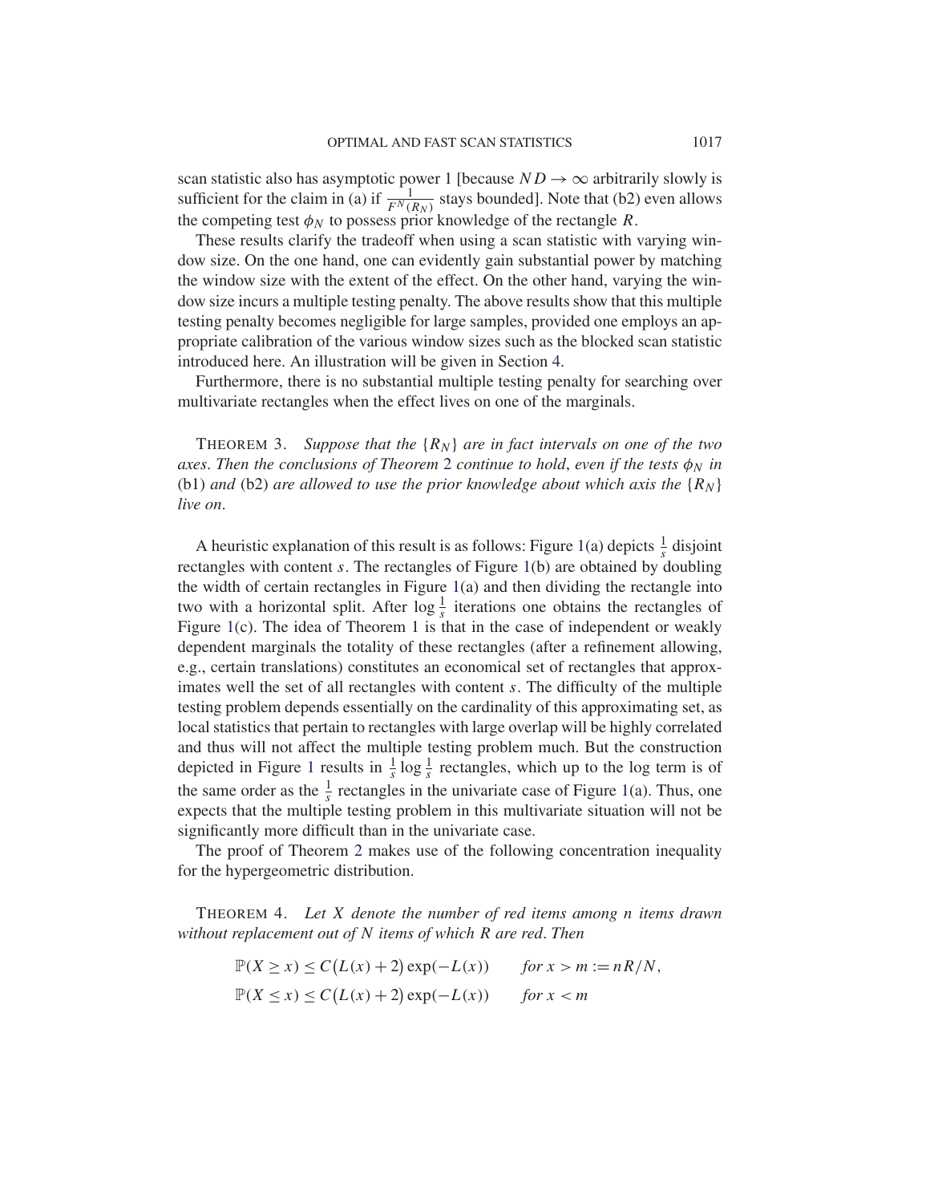scan statistic also has asymptotic power 1 [because $ND \to \infty$ arbitrarily slowly is sufficient for the claim in (a) if $\frac{1}{F^N(R_N)}$ stays bounded]. Note that (b2) even allows the competing test $\phi_N$ to possess prior knowledge of the rectangle $R$.

These results clarify the tradeoff when using a scan statistic with varying window size. On the one hand, one can evidently gain substantial power by matching the window size with the extent of the effect. On the other hand, varying the window size incurs a multiple testing penalty. The above results show that this multiple testing penalty becomes negligible for large samples, provided one employs an appropriate calibration of the various window sizes such as the blocked scan statistic introduced here. An illustration will be given in Section 4.

Furthermore, there is no substantial multiple testing penalty for searching over multivariate rectangles when the effect lives on one of the marginals.

THEOREM 3. *Suppose that the* $\{R_N\}$ *are in fact intervals on one of the two axes. Then the conclusions of Theorem 2 continue to hold, even if the tests* $\phi_N$ *in* (b1) *and* (b2) *are allowed to use the prior knowledge about which axis the* $\{R_N\}$ *live on.*

A heuristic explanation of this result is as follows: Figure 1(a) depicts $\frac{1}{s}$ disjoint rectangles with content $s$. The rectangles of Figure 1(b) are obtained by doubling the width of certain rectangles in Figure 1(a) and then dividing the rectangle into two with a horizontal split. After $\log \frac{1}{s}$ iterations one obtains the rectangles of Figure 1(c). The idea of Theorem 1 is that in the case of independent or weakly dependent marginals the totality of these rectangles (after a refinement allowing, e.g., certain translations) constitutes an economical set of rectangles that approximates well the set of all rectangles with content $s$. The difficulty of the multiple testing problem depends essentially on the cardinality of this approximating set, as local statistics that pertain to rectangles with large overlap will be highly correlated and thus will not affect the multiple testing problem much. But the construction depicted in Figure 1 results in $\frac{1}{s} \log \frac{1}{s}$ rectangles, which up to the log term is of the same order as the $\frac{1}{s}$ rectangles in the univariate case of Figure 1(a). Thus, one expects that the multiple testing problem in this multivariate situation will not be significantly more difficult than in the univariate case.

The proof of Theorem 2 makes use of the following concentration inequality for the hypergeometric distribution.

THEOREM 4. *Let* $X$ *denote the number of red items among* $n$ *items drawn without replacement out of* $N$ *items of which* $R$ *are red. Then*

$$\mathbb{P}(X \geq x) \leq C\big(L(x) + 2\big) \exp(-L(x)) \qquad \text{for } x > m := nR/N,$$

$$\mathbb{P}(X \leq x) \leq C\big(L(x) + 2\big) \exp(-L(x)) \qquad \text{for } x < m$$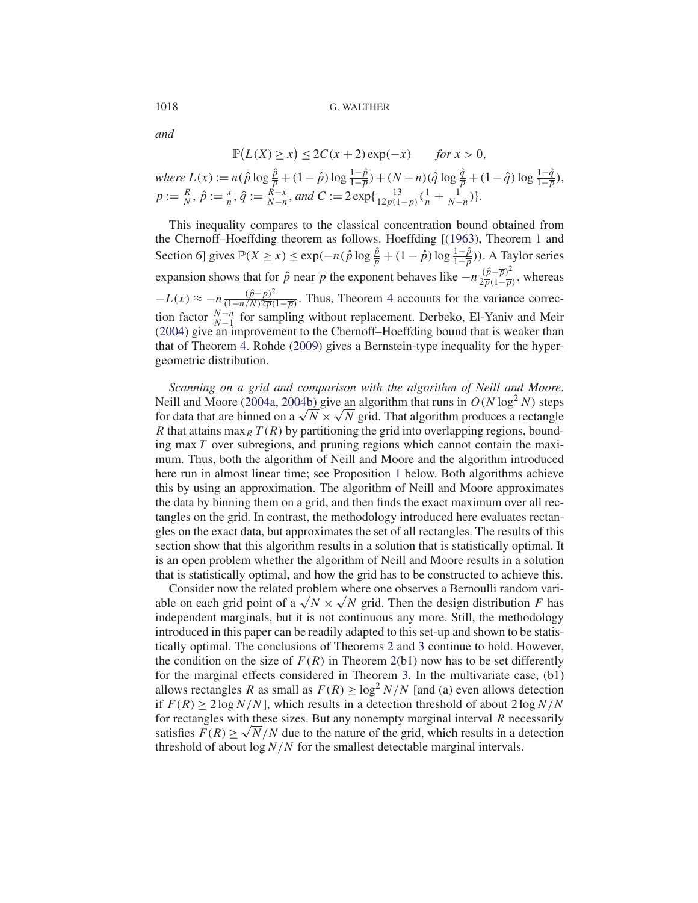*and*

$$\mathbb{P}\big(L(X) \geq x\big) \leq 2C(x+2)\exp(-x) \qquad \textit{for } x > 0,$$

*where* $L(x) := n(\hat{p}\log\frac{\hat{p}}{\overline{p}} + (1-\hat{p})\log\frac{1-\hat{p}}{1-\overline{p}}) + (N-n)(\hat{q}\log\frac{\hat{q}}{\overline{p}} + (1-\hat{q})\log\frac{1-\hat{q}}{1-\overline{p}})$, $\overline{p} := \frac{R}{N}$, $\hat{p} := \frac{x}{n}$, $\hat{q} := \frac{R-x}{N-n}$, *and* $C := 2\exp\{\frac{13}{12\overline{p}(1-\overline{p})}(\frac{1}{n} + \frac{1}{N-n})\}$.

This inequality compares to the classical concentration bound obtained from the Chernoff–Hoeffding theorem as follows. Hoeffding [(1963), Theorem 1 and Section 6] gives $\mathbb{P}(X \geq x) \leq \exp(-n(\hat{p}\log\frac{\hat{p}}{\overline{p}} + (1-\hat{p})\log\frac{1-\hat{p}}{1-\overline{p}}))$. A Taylor series expansion shows that for $\hat{p}$ near $\overline{p}$ the exponent behaves like $-n\frac{(\hat{p}-\overline{p})^2}{2\overline{p}(1-\overline{p})}$, whereas $-L(x) \approx -n\frac{(\hat{p}-\overline{p})^2}{(1-n/N)2\overline{p}(1-\overline{p})}$. Thus, Theorem 4 accounts for the variance correction factor $\frac{N-n}{N-1}$ for sampling without replacement. Derbeko, El-Yaniv and Meir (2004) give an improvement to the Chernoff–Hoeffding bound that is weaker than that of Theorem 4. Rohde (2009) gives a Bernstein-type inequality for the hypergeometric distribution.

*Scanning on a grid and comparison with the algorithm of Neill and Moore*. Neill and Moore (2004a, 2004b) give an algorithm that runs in $O(N\log^2 N)$ steps for data that are binned on a $\sqrt{N} \times \sqrt{N}$ grid. That algorithm produces a rectangle $R$ that attains $\max_R T(R)$ by partitioning the grid into overlapping regions, bounding $\max T$ over subregions, and pruning regions which cannot contain the maximum. Thus, both the algorithm of Neill and Moore and the algorithm introduced here run in almost linear time; see Proposition 1 below. Both algorithms achieve this by using an approximation. The algorithm of Neill and Moore approximates the data by binning them on a grid, and then finds the exact maximum over all rectangles on the grid. In contrast, the methodology introduced here evaluates rectangles on the exact data, but approximates the set of all rectangles. The results of this section show that this algorithm results in a solution that is statistically optimal. It is an open problem whether the algorithm of Neill and Moore results in a solution that is statistically optimal, and how the grid has to be constructed to achieve this.

Consider now the related problem where one observes a Bernoulli random variable on each grid point of a $\sqrt{N} \times \sqrt{N}$ grid. Then the design distribution $F$ has independent marginals, but it is not continuous any more. Still, the methodology introduced in this paper can be readily adapted to this set-up and shown to be statistically optimal. The conclusions of Theorems 2 and 3 continue to hold. However, the condition on the size of $F(R)$ in Theorem 2(b1) now has to be set differently for the marginal effects considered in Theorem 3. In the multivariate case, (b1) allows rectangles $R$ as small as $F(R) \geq \log^2 N/N$ [and (a) even allows detection if $F(R) \geq 2\log N/N$], which results in a detection threshold of about $2\log N/N$ for rectangles with these sizes. But any nonempty marginal interval $R$ necessarily satisfies $F(R) \geq \sqrt{N}/N$ due to the nature of the grid, which results in a detection threshold of about $\log N/N$ for the smallest detectable marginal intervals.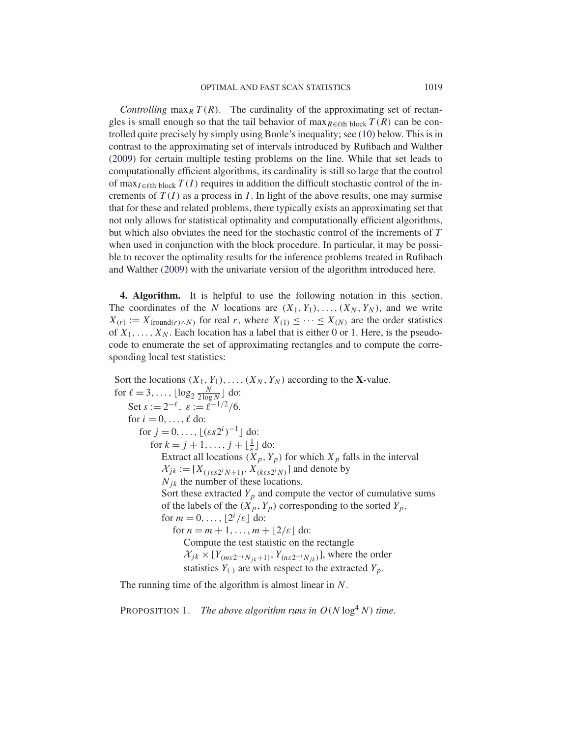*Controlling* $\max_R T(R)$. The cardinality of the approximating set of rectangles is small enough so that the tail behavior of $\max_{R \in \ell\text{th block}} T(R)$ can be controlled quite precisely by simply using Boole's inequality; see (10) below. This is in contrast to the approximating set of intervals introduced by Rufibach and Walther (2009) for certain multiple testing problems on the line. While that set leads to computationally efficient algorithms, its cardinality is still so large that the control of $\max_{I \in \ell\text{th block}} T(I)$ requires in addition the difficult stochastic control of the increments of $T(I)$ as a process in $I$. In light of the above results, one may surmise that for these and related problems, there typically exists an approximating set that not only allows for statistical optimality and computationally efficient algorithms, but which also obviates the need for the stochastic control of the increments of $T$ when used in conjunction with the block procedure. In particular, it may be possible to recover the optimality results for the inference problems treated in Rufibach and Walther (2009) with the univariate version of the algorithm introduced here.

**4. Algorithm.** It is helpful to use the following notation in this section. The coordinates of the $N$ locations are $(X_1, Y_1), \dots, (X_N, Y_N)$, and we write $X_{(r)} := X_{(\text{round}(r) \wedge N)}$ for real $r$, where $X_{(1)} \le \dots \le X_{(N)}$ are the order statistics of $X_1, \dots, X_N$. Each location has a label that is either 0 or 1. Here, is the pseudocode to enumerate the set of approximating rectangles and to compute the corresponding local test statistics:

Sort the locations $(X_1, Y_1), \dots, (X_N, Y_N)$ according to the **X**-value.
for $\ell = 3, \dots, \lfloor \log_2 \frac{N}{2 \log N} \rfloor$ do:
  Set $s := 2^{-\ell}$, $\varepsilon := \ell^{-1/2}/6$.
  for $i = 0, \dots, \ell$ do:
    for $j = 0, \dots, \lfloor (\varepsilon s 2^i)^{-1} \rfloor$ do:
      for $k = j + 1, \dots, j + \lfloor \frac{1}{\varepsilon} \rfloor$ do:
        Extract all locations $(X_p, Y_p)$ for which $X_p$ falls in the interval $\mathcal{X}_{jk} := [X_{(j\varepsilon s 2^i N + 1)}, X_{(k\varepsilon s 2^i N)}]$ and denote by $N_{jk}$ the number of these locations.
        Sort these extracted $Y_p$ and compute the vector of cumulative sums of the labels of the $(X_p, Y_p)$ corresponding to the sorted $Y_p$.
        for $m = 0, \dots, \lfloor 2^i / \varepsilon \rfloor$ do:
          for $n = m + 1, \dots, m + \lfloor 2/\varepsilon \rfloor$ do:
            Compute the test statistic on the rectangle $\mathcal{X}_{jk} \times [Y_{(m\varepsilon 2^{-i} N_{jk} + 1)}, Y_{(n\varepsilon 2^{-i} N_{jk})}]$, where the order statistics $Y_{(\cdot)}$ are with respect to the extracted $Y_p$.

The running time of the algorithm is almost linear in $N$.

PROPOSITION 1. *The above algorithm runs in $O(N \log^4 N)$ time.*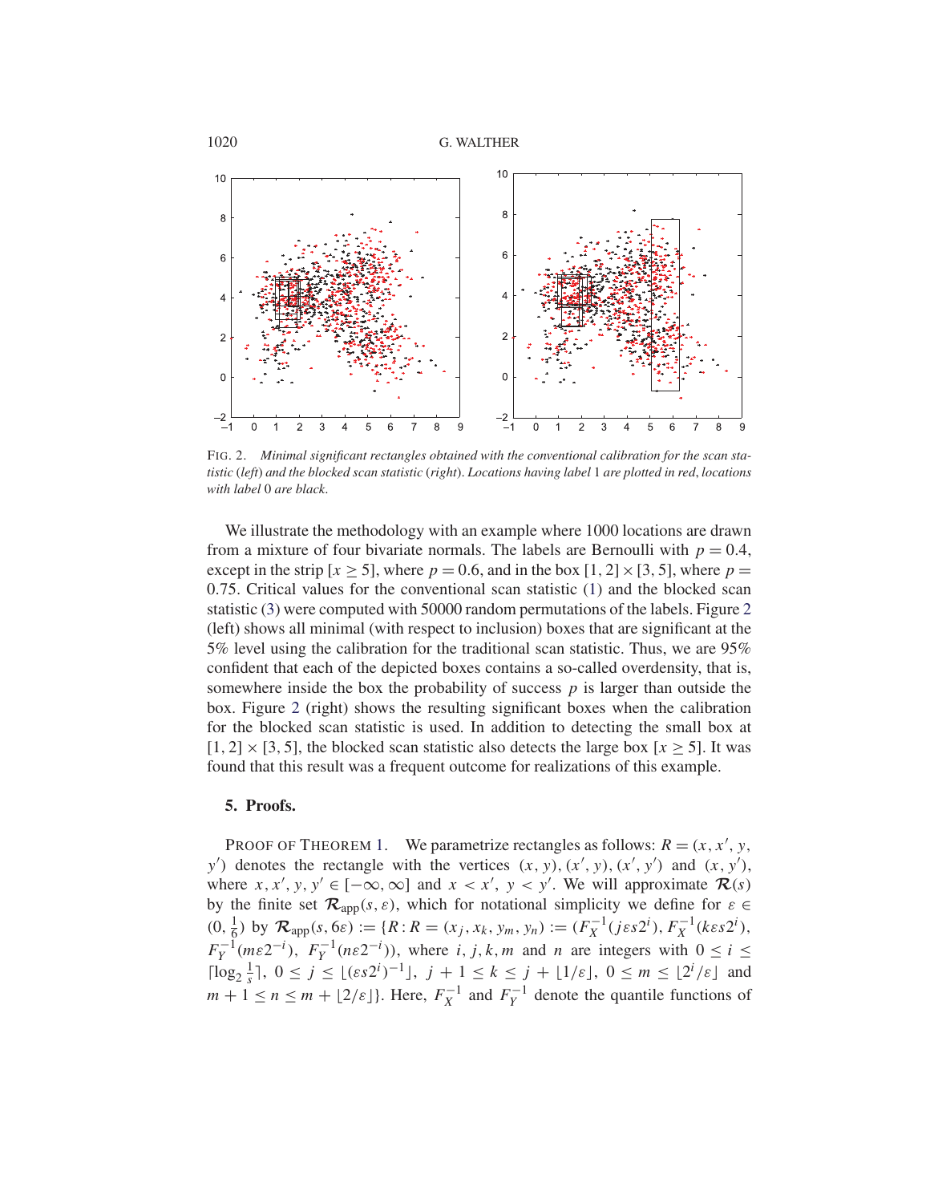FIG. 2. *Minimal significant rectangles obtained with the conventional calibration for the scan statistic* (*left*) *and the blocked scan statistic* (*right*). *Locations having label* 1 *are plotted in red*, *locations with label* 0 *are black*.

We illustrate the methodology with an example where 1000 locations are drawn from a mixture of four bivariate normals. The labels are Bernoulli with $p = 0.4$, except in the strip $[x \geq 5]$, where $p = 0.6$, and in the box $[1, 2] \times [3, 5]$, where $p = 0.75$. Critical values for the conventional scan statistic (1) and the blocked scan statistic (3) were computed with 50000 random permutations of the labels. Figure 2 (left) shows all minimal (with respect to inclusion) boxes that are significant at the 5% level using the calibration for the traditional scan statistic. Thus, we are 95% confident that each of the depicted boxes contains a so-called overdensity, that is, somewhere inside the box the probability of success $p$ is larger than outside the box. Figure 2 (right) shows the resulting significant boxes when the calibration for the blocked scan statistic is used. In addition to detecting the small box at $[1, 2] \times [3, 5]$, the blocked scan statistic also detects the large box $[x \geq 5]$. It was found that this result was a frequent outcome for realizations of this example.

## 5. Proofs.

PROOF OF THEOREM 1. We parametrize rectangles as follows: $R = (x, x', y, y')$ denotes the rectangle with the vertices $(x, y), (x', y), (x', y')$ and $(x, y')$, where $x, x', y, y' \in [-\infty, \infty]$ and $x < x'$, $y < y'$. We will approximate $\mathcal{R}(s)$ by the finite set $\mathcal{R}_{\text{app}}(s, \varepsilon)$, which for notational simplicity we define for $\varepsilon \in (0, \frac{1}{6})$ by $\mathcal{R}_{\text{app}}(s, 6\varepsilon) := \{R : R = (x_j, x_k, y_m, y_n) := (F_X^{-1}(j\varepsilon s 2^i), F_X^{-1}(k\varepsilon s 2^i), F_Y^{-1}(m\varepsilon 2^{-i}), F_Y^{-1}(n\varepsilon 2^{-i}))$, where $i, j, k, m$ and $n$ are integers with $0 \leq i \leq \lceil \log_2 \frac{1}{s} \rceil$, $0 \leq j \leq \lfloor (\varepsilon s 2^i)^{-1} \rfloor$, $j + 1 \leq k \leq j + \lfloor 1/\varepsilon \rfloor$, $0 \leq m \leq \lfloor 2^i/\varepsilon \rfloor$ and $m + 1 \leq n \leq m + \lfloor 2/\varepsilon \rfloor\}$. Here, $F_X^{-1}$ and $F_Y^{-1}$ denote the quantile functions of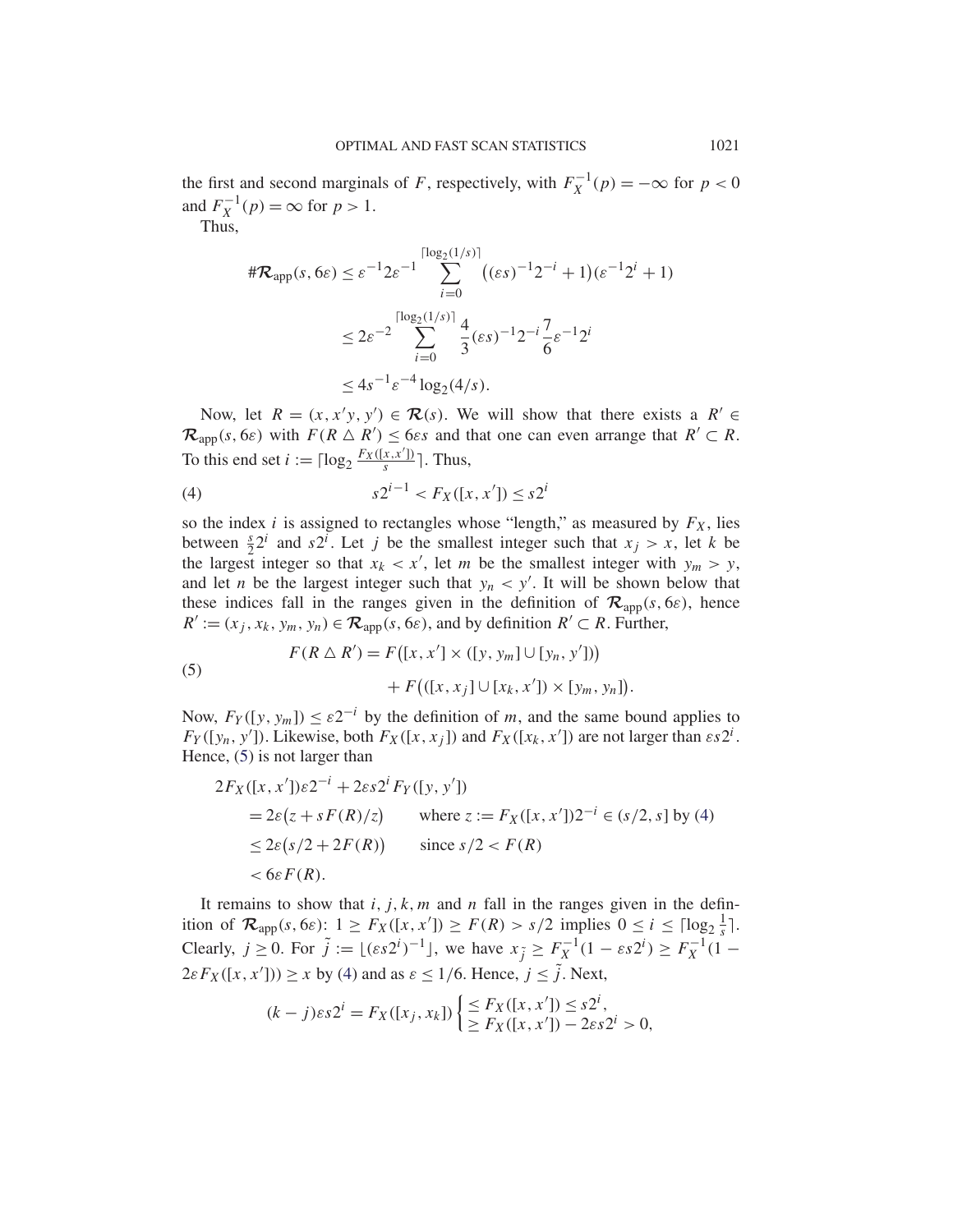the first and second marginals of $F$, respectively, with $F_X^{-1}(p) = -\infty$ for $p < 0$ and $F_X^{-1}(p) = \infty$ for $p > 1$.

Thus,

$$
\begin{aligned}
\#\mathcal{R}_{\text{app}}(s, 6\varepsilon) &\leq \varepsilon^{-1} 2\varepsilon^{-1} \sum_{i=0}^{\lceil \log_2(1/s) \rceil} \big((\varepsilon s)^{-1} 2^{-i} + 1\big)(\varepsilon^{-1} 2^i + 1) \\
&\leq 2\varepsilon^{-2} \sum_{i=0}^{\lceil \log_2(1/s) \rceil} \frac{4}{3} (\varepsilon s)^{-1} 2^{-i} \frac{7}{6} \varepsilon^{-1} 2^i \\
&\leq 4 s^{-1} \varepsilon^{-4} \log_2(4/s).
\end{aligned}
$$

Now, let $R = (x, x' y, y') \in \mathcal{R}(s)$. We will show that there exists a $R' \in \mathcal{R}_{\text{app}}(s, 6\varepsilon)$ with $F(R \triangle R') \leq 6\varepsilon s$ and that one can even arrange that $R' \subset R$. To this end set $i := \lceil \log_2 \frac{F_X([x, x'])}{s} \rceil$. Thus,

$$
s 2^{i-1} < F_X([x, x']) \leq s 2^i \tag{4}
$$

so the index $i$ is assigned to rectangles whose "length," as measured by $F_X$, lies between $\frac{s}{2} 2^i$ and $s 2^i$. Let $j$ be the smallest integer such that $x_j > x$, let $k$ be the largest integer so that $x_k < x'$, let $m$ be the smallest integer with $y_m > y$, and let $n$ be the largest integer such that $y_n < y'$. It will be shown below that these indices fall in the ranges given in the definition of $\mathcal{R}_{\text{app}}(s, 6\varepsilon)$, hence $R' := (x_j, x_k, y_m, y_n) \in \mathcal{R}_{\text{app}}(s, 6\varepsilon)$, and by definition $R' \subset R$. Further,

$$
\begin{aligned}
F(R \triangle R') = &\, F\big([x, x'] \times ([y, y_m] \cup [y_n, y'])\big) \\
&+ F\big(([x, x_j] \cup [x_k, x']) \times [y_m, y_n]\big).
\end{aligned} \tag{5}
$$

Now, $F_Y([y, y_m]) \leq \varepsilon 2^{-i}$ by the definition of $m$, and the same bound applies to $F_Y([y_n, y'])$. Likewise, both $F_X([x, x_j])$ and $F_X([x_k, x'])$ are not larger than $\varepsilon s 2^i$. Hence, (5) is not larger than

$$
\begin{aligned}
& 2F_X([x, x'])\varepsilon 2^{-i} + 2\varepsilon s 2^i F_Y([y, y']) \\
&\quad = 2\varepsilon\big(z + sF(R)/z\big) \qquad \text{where } z := F_X([x, x'])2^{-i} \in (s/2, s] \text{ by (4)} \\
&\quad \leq 2\varepsilon\big(s/2 + 2F(R)\big) \qquad \text{since } s/2 < F(R) \\
&\quad < 6\varepsilon F(R).
\end{aligned}
$$

It remains to show that $i, j, k, m$ and $n$ fall in the ranges given in the definition of $\mathcal{R}_{\text{app}}(s, 6\varepsilon)$: $1 \geq F_X([x, x']) \geq F(R) > s/2$ implies $0 \leq i \leq \lceil \log_2 \frac{1}{s} \rceil$. Clearly, $j \geq 0$. For $\tilde{j} := \lfloor (\varepsilon s 2^i)^{-1} \rfloor$, we have $x_{\tilde{j}} \geq F_X^{-1}(1 - \varepsilon s 2^i) \geq F_X^{-1}(1 - 2\varepsilon F_X([x, x'])) \geq x$ by (4) and as $\varepsilon \leq 1/6$. Hence, $j \leq \tilde{j}$. Next,

$$
(k - j)\varepsilon s 2^i = F_X([x_j, x_k]) \begin{cases} \leq F_X([x, x']) \leq s 2^i, \\ \geq F_X([x, x']) - 2\varepsilon s 2^i > 0, \end{cases}
$$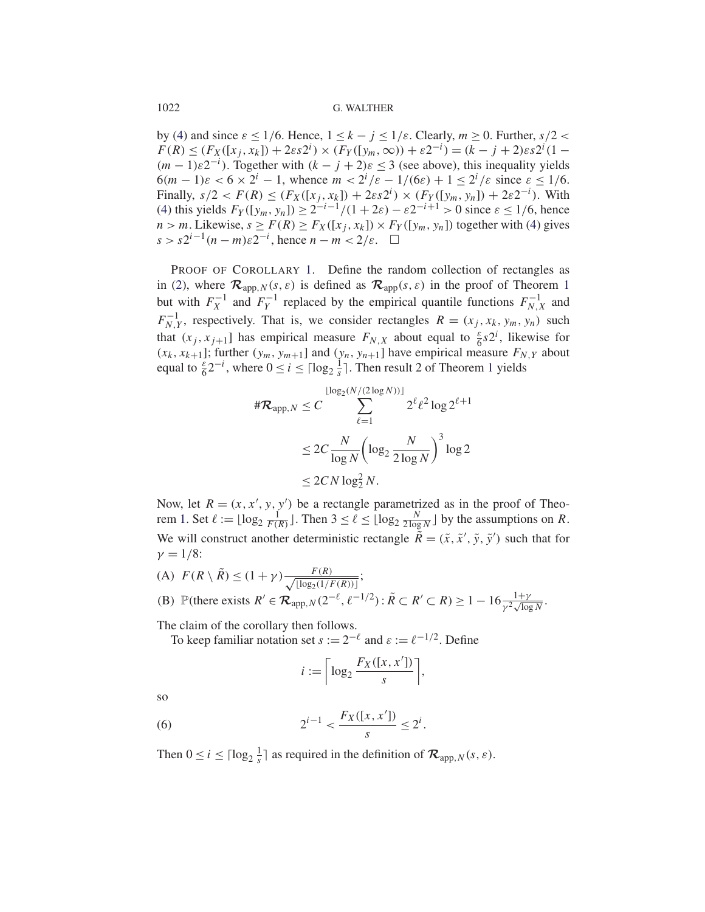by (4) and since $\varepsilon \le 1/6$. Hence, $1 \le k - j \le 1/\varepsilon$. Clearly, $m \ge 0$. Further, $s/2 < F(R) \le (F_X([x_j, x_k]) + 2\varepsilon s 2^i) \times (F_Y([y_m, \infty)) + \varepsilon 2^{-i}) = (k - j + 2)\varepsilon s 2^i (1 - (m-1)\varepsilon 2^{-i})$. Together with $(k - j + 2)\varepsilon \le 3$ (see above), this inequality yields $6(m-1)\varepsilon < 6 \times 2^i - 1$, whence $m < 2^i/\varepsilon - 1/(6\varepsilon) + 1 \le 2^i/\varepsilon$ since $\varepsilon \le 1/6$. Finally, $s/2 < F(R) \le (F_X([x_j, x_k]) + 2\varepsilon s 2^i) \times (F_Y([y_m, y_n]) + 2\varepsilon 2^{-i})$. With (4) this yields $F_Y([y_m, y_n]) \ge 2^{-i-1}/(1 + 2\varepsilon) - \varepsilon 2^{-i+1} > 0$ since $\varepsilon \le 1/6$, hence $n > m$. Likewise, $s \ge F(R) \ge F_X([x_j, x_k]) \times F_Y([y_m, y_n])$ together with (4) gives $s > s 2^{i-1}(n - m)\varepsilon 2^{-i}$, hence $n - m < 2/\varepsilon$. $\square$

PROOF OF COROLLARY 1. Define the random collection of rectangles as in (2), where $\mathcal{R}_{\text{app},N}(s, \varepsilon)$ is defined as $\mathcal{R}_{\text{app}}(s, \varepsilon)$ in the proof of Theorem 1 but with $F_X^{-1}$ and $F_Y^{-1}$ replaced by the empirical quantile functions $F_{N,X}^{-1}$ and $F_{N,Y}^{-1}$, respectively. That is, we consider rectangles $R = (x_j, x_k, y_m, y_n)$ such that $(x_j, x_{j+1}]$ has empirical measure $F_{N,X}$ about equal to $\frac{\varepsilon}{6} s 2^i$, likewise for $(x_k, x_{k+1}]$; further $(y_m, y_{m+1}]$ and $(y_n, y_{n+1}]$ have empirical measure $F_{N,Y}$ about equal to $\frac{\varepsilon}{6} 2^{-i}$, where $0 \le i \le \lceil \log_2 \frac{1}{s} \rceil$. Then result 2 of Theorem 1 yields

$$
\begin{aligned}
\#\mathcal{R}_{\text{app},N} &\le C \sum_{\ell=1}^{\lfloor \log_2(N/(2\log N)) \rfloor} 2^{\ell} \ell^2 \log 2^{\ell+1} \\
&\le 2C \frac{N}{\log N} \left( \log_2 \frac{N}{2 \log N} \right)^3 \log 2 \\
&\le 2CN \log_2^2 N.
\end{aligned}
$$

Now, let $R = (x, x', y, y')$ be a rectangle parametrized as in the proof of Theorem 1. Set $\ell := \lfloor \log_2 \frac{1}{F(R)} \rfloor$. Then $3 \le \ell \le \lfloor \log_2 \frac{N}{2 \log N} \rfloor$ by the assumptions on $R$. We will construct another deterministic rectangle $\tilde{R} = (\tilde{x}, \tilde{x}', \tilde{y}, \tilde{y}')$ such that for $\gamma = 1/8$:

(A) $F(R \setminus \tilde{R}) \le (1 + \gamma) \frac{F(R)}{\sqrt{\lfloor \log_2(1/F(R)) \rfloor}}$;

(B) $\mathbb{P}(\text{there exists } R' \in \mathcal{R}_{\text{app},N}(2^{-\ell}, \ell^{-1/2}) : \tilde{R} \subset R' \subset R) \ge 1 - 16 \frac{1+\gamma}{\gamma^2 \sqrt{\log N}}$.

The claim of the corollary then follows.

To keep familiar notation set $s := 2^{-\ell}$ and $\varepsilon := \ell^{-1/2}$. Define

$$
i := \left\lceil \log_2 \frac{F_X([x, x'])}{s} \right\rceil,
$$

so

$$
2^{i-1} < \frac{F_X([x, x'])}{s} \le 2^i. \tag{6}
$$

Then $0 \le i \le \lceil \log_2 \frac{1}{s} \rceil$ as required in the definition of $\mathcal{R}_{\text{app},N}(s, \varepsilon)$.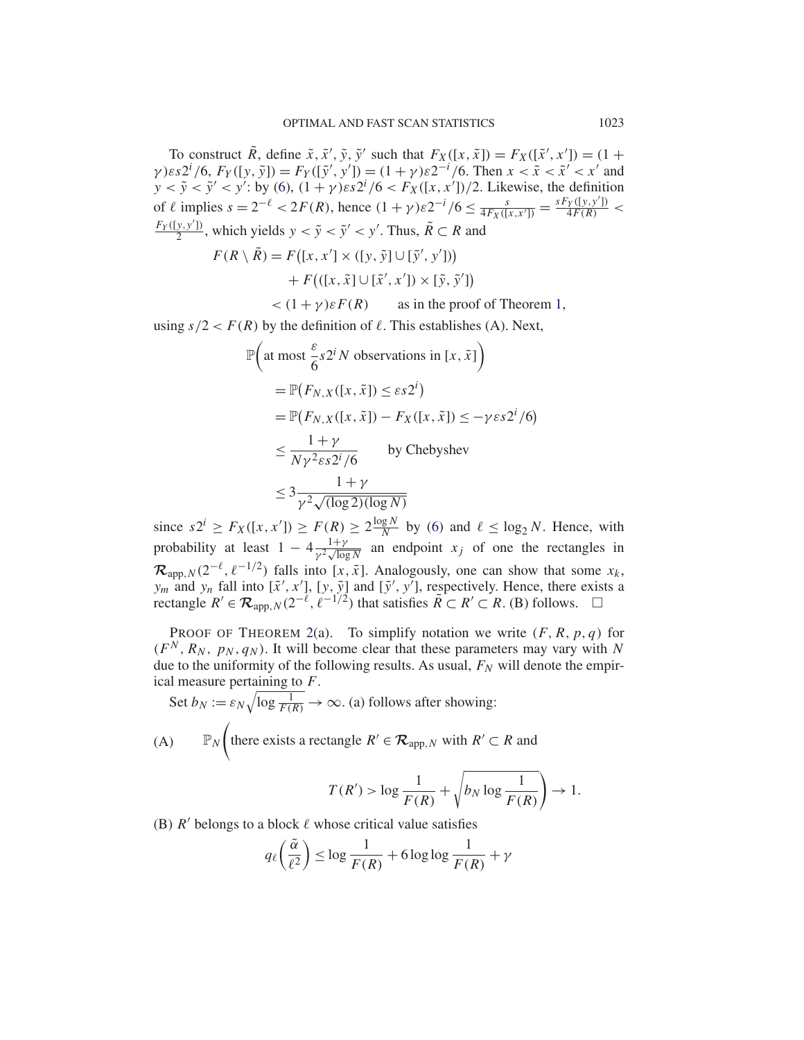To construct $\tilde{R}$, define $\tilde{x}, \tilde{x}', \tilde{y}, \tilde{y}'$ such that $F_X([x, \tilde{x}]) = F_X([\tilde{x}', x']) = (1 + \gamma)\varepsilon s 2^i/6$, $F_Y([y, \tilde{y}]) = F_Y([\tilde{y}', y']) = (1+\gamma)\varepsilon 2^{-i}/6$. Then $x < \tilde{x} < \tilde{x}' < x'$ and $y < \tilde{y} < \tilde{y}' < y'$: by (6), $(1+\gamma)\varepsilon s 2^i/6 < F_X([x, x'])/2$. Likewise, the definition of $\ell$ implies $s = 2^{-\ell} < 2F(R)$, hence $(1+\gamma)\varepsilon 2^{-i}/6 \le \frac{s}{4F_X([x,x'])} = \frac{sF_Y([y,y'])}{4F(R)} < \frac{F_Y([y,y'])}{2}$, which yields $y < \tilde{y} < \tilde{y}' < y'$. Thus, $\tilde{R} \subset R$ and

$$
\begin{aligned}
F(R \setminus \tilde{R}) &= F\big([x, x'] \times ([y, \tilde{y}] \cup [\tilde{y}', y'])\big) \\
&\quad + F\big(([x, \tilde{x}] \cup [\tilde{x}', x']) \times [\tilde{y}, \tilde{y}']\big) \\
&< (1+\gamma)\varepsilon F(R) \qquad \text{as in the proof of Theorem 1,}
\end{aligned}
$$

using $s/2 < F(R)$ by the definition of $\ell$. This establishes (A). Next,

$$
\begin{aligned}
&\mathbb{P}\bigg(\text{at most } \frac{\varepsilon}{6} s 2^i N \text{ observations in } [x, \tilde{x}]\bigg) \\
&\quad = \mathbb{P}\big(F_{N,X}([x, \tilde{x}]) \le \varepsilon s 2^i\big) \\
&\quad = \mathbb{P}\big(F_{N,X}([x, \tilde{x}]) - F_X([x, \tilde{x}]) \le -\gamma \varepsilon s 2^i/6\big) \\
&\quad \le \frac{1+\gamma}{N\gamma^2 \varepsilon s 2^i/6} \qquad \text{by Chebyshev} \\
&\quad \le 3\frac{1+\gamma}{\gamma^2\sqrt{(\log 2)(\log N)}}
\end{aligned}
$$

since $s2^i \ge F_X([x, x']) \ge F(R) \ge 2\frac{\log N}{N}$ by (6) and $\ell \le \log_2 N$. Hence, with probability at least $1 - 4\frac{1+\gamma}{\gamma^2\sqrt{\log N}}$ an endpoint $x_j$ of one the rectangles in $\mathcal{R}_{\text{app},N}(2^{-\ell}, \ell^{-1/2})$ falls into $[x, \tilde{x}]$. Analogously, one can show that some $x_k$, $y_m$ and $y_n$ fall into $[\tilde{x}', x']$, $[y, \tilde{y}]$ and $[\tilde{y}', y']$, respectively. Hence, there exists a rectangle $R' \in \mathcal{R}_{\text{app},N}(2^{-\ell}, \ell^{-1/2})$ that satisfies $\tilde{R} \subset R' \subset R$. (B) follows. $\square$

Proof of Theorem 2(a). To simplify notation we write $(F, R, p, q)$ for $(F^N, R_N, p_N, q_N)$. It will become clear that these parameters may vary with $N$ due to the uniformity of the following results. As usual, $F_N$ will denote the empirical measure pertaining to $F$.

Set $b_N := \varepsilon_N \sqrt{\log \frac{1}{F(R)}} \to \infty$. (a) follows after showing:

(A) $$\mathbb{P}_N\Bigg(\text{there exists a rectangle } R' \in \mathcal{R}_{\text{app},N} \text{ with } R' \subset R \text{ and } T(R') > \log\frac{1}{F(R)} + \sqrt{b_N \log\frac{1}{F(R)}}\Bigg) \to 1.$$

(B) $R'$ belongs to a block $\ell$ whose critical value satisfies

$$q_\ell\bigg(\frac{\tilde{\alpha}}{\ell^2}\bigg) \le \log\frac{1}{F(R)} + 6\log\log\frac{1}{F(R)} + \gamma$$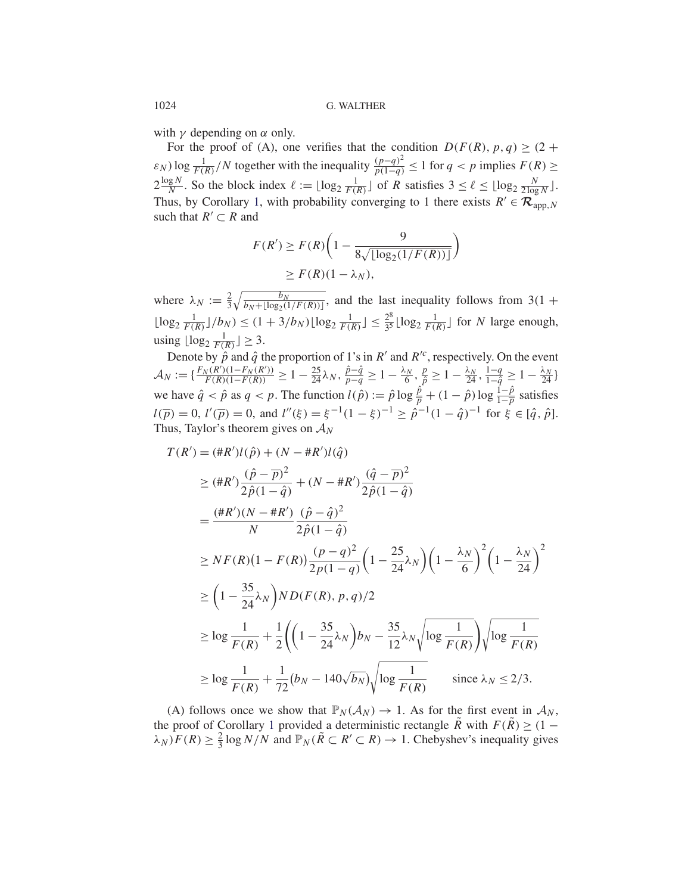with $\gamma$ depending on $\alpha$ only.

For the proof of (A), one verifies that the condition $D(F(R), p, q) \geq (2 + \varepsilon_N) \log \frac{1}{F(R)}/N$ together with the inequality $\frac{(p-q)^2}{p(1-q)} \leq 1$ for $q < p$ implies $F(R) \geq 2\frac{\log N}{N}$. So the block index $\ell := \lfloor \log_2 \frac{1}{F(R)} \rfloor$ of $R$ satisfies $3 \leq \ell \leq \lfloor \log_2 \frac{N}{2 \log N} \rfloor$. Thus, by Corollary 1, with probability converging to 1 there exists $R' \in \mathcal{R}_{\mathrm{app},N}$ such that $R' \subset R$ and

$$
\begin{aligned}
F(R') &\geq F(R)\left(1 - \frac{9}{8\sqrt{\lfloor \log_2(1/F(R)) \rfloor}}\right) \\
&\geq F(R)(1 - \lambda_N),
\end{aligned}
$$

where $\lambda_N := \frac{2}{3}\sqrt{\frac{b_N}{b_N + \lfloor \log_2(1/F(R)) \rfloor}}$, and the last inequality follows from $3(1 + \lfloor \log_2 \frac{1}{F(R)} \rfloor / b_N) \leq (1 + 3/b_N) \lfloor \log_2 \frac{1}{F(R)} \rfloor \leq \frac{2^8}{3^5} \lfloor \log_2 \frac{1}{F(R)} \rfloor$ for $N$ large enough, using $\lfloor \log_2 \frac{1}{F(R)} \rfloor \geq 3$.

Denote by $\hat{p}$ and $\hat{q}$ the proportion of 1's in $R'$ and $R'^c$, respectively. On the event $\mathcal{A}_N := \{\frac{F_N(R')(1-F_N(R'))}{F(R)(1-F(R))} \geq 1 - \frac{25}{24}\lambda_N, \frac{\hat{p}-\hat{q}}{p-q} \geq 1 - \frac{\lambda_N}{6}, \frac{p}{\hat{p}} \geq 1 - \frac{\lambda_N}{24}, \frac{1-q}{1-\hat{q}} \geq 1 - \frac{\lambda_N}{24}\}$ we have $\hat{q} < \hat{p}$ as $q < p$. The function $l(\hat{p}) := \hat{p} \log \frac{\hat{p}}{\overline{p}} + (1 - \hat{p}) \log \frac{1-\hat{p}}{1-\overline{p}}$ satisfies $l(\overline{p}) = 0$, $l'(\overline{p}) = 0$, and $l''(\xi) = \xi^{-1}(1 - \xi)^{-1} \geq \hat{p}^{-1}(1 - \hat{q})^{-1}$ for $\xi \in [\hat{q}, \hat{p}]$. Thus, Taylor's theorem gives on $\mathcal{A}_N$

$$
\begin{aligned}
T(R') &= (\#R')l(\hat{p}) + (N - \#R')l(\hat{q}) \\
&\geq (\#R')\frac{(\hat{p} - \overline{p})^2}{2\hat{p}(1 - \hat{q})} + (N - \#R')\frac{(\hat{q} - \overline{p})^2}{2\hat{p}(1 - \hat{q})} \\
&= \frac{(\#R')(N - \#R')}{N} \frac{(\hat{p} - \hat{q})^2}{2\hat{p}(1 - \hat{q})} \\
&\geq NF(R)\big(1 - F(R)\big)\frac{(p - q)^2}{2p(1 - q)}\left(1 - \frac{25}{24}\lambda_N\right)\left(1 - \frac{\lambda_N}{6}\right)^2\left(1 - \frac{\lambda_N}{24}\right)^2 \\
&\geq \left(1 - \frac{35}{24}\lambda_N\right)ND(F(R), p, q)/2 \\
&\geq \log \frac{1}{F(R)} + \frac{1}{2}\left(\left(1 - \frac{35}{24}\lambda_N\right)b_N - \frac{35}{12}\lambda_N\sqrt{\log \frac{1}{F(R)}}\right)\sqrt{\log \frac{1}{F(R)}} \\
&\geq \log \frac{1}{F(R)} + \frac{1}{72}\big(b_N - 140\sqrt{b_N}\big)\sqrt{\log \frac{1}{F(R)}} \qquad \text{since } \lambda_N \leq 2/3.
\end{aligned}
$$

(A) follows once we show that $\mathbb{P}_N(\mathcal{A}_N) \to 1$. As for the first event in $\mathcal{A}_N$, the proof of Corollary 1 provided a deterministic rectangle $\tilde{R}$ with $F(\tilde{R}) \geq (1 - \lambda_N)F(R) \geq \frac{2}{3}\log N/N$ and $\mathbb{P}_N(\tilde{R} \subset R' \subset R) \to 1$. Chebyshev's inequality gives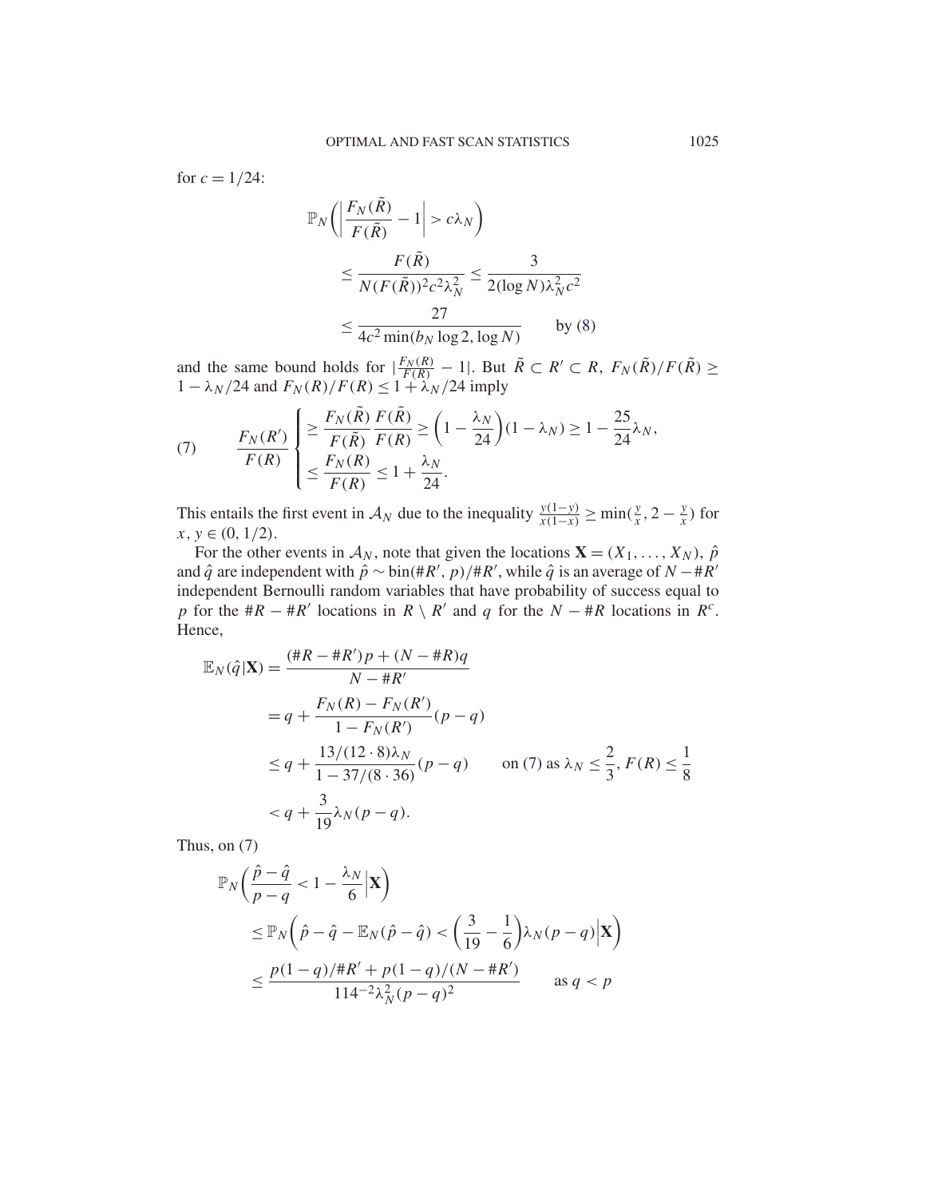for $c = 1/24$:

$$
\begin{aligned}
\mathbb{P}_N\left(\left|\frac{F_N(\tilde{R})}{F(\tilde{R})} - 1\right| > c\lambda_N\right) \\
&\leq \frac{F(\tilde{R})}{N(F(\tilde{R}))^2 c^2 \lambda_N^2} \leq \frac{3}{2(\log N)\lambda_N^2 c^2} \\
&\leq \frac{27}{4c^2 \min(b_N \log 2, \log N)} \qquad \text{by (8)}
\end{aligned}
$$

and the same bound holds for $|\frac{F_N(R)}{F(R)} - 1|$. But $\tilde{R} \subset R' \subset R$, $F_N(\tilde{R})/F(\tilde{R}) \geq 1 - \lambda_N/24$ and $F_N(R)/F(R) \leq 1 + \lambda_N/24$ imply

$$
\frac{F_N(R')}{F(R)} \begin{cases} \geq \dfrac{F_N(\tilde{R})}{F(\tilde{R})} \dfrac{F(\tilde{R})}{F(R)} \geq \left(1 - \dfrac{\lambda_N}{24}\right)(1 - \lambda_N) \geq 1 - \dfrac{25}{24}\lambda_N, \\ \leq \dfrac{F_N(R)}{F(R)} \leq 1 + \dfrac{\lambda_N}{24}. \end{cases} \tag{7}
$$

This entails the first event in $\mathcal{A}_N$ due to the inequality $\frac{y(1-y)}{x(1-x)} \geq \min(\frac{y}{x}, 2 - \frac{y}{x})$ for $x, y \in (0, 1/2)$.

For the other events in $\mathcal{A}_N$, note that given the locations $\mathbf{X} = (X_1, \ldots, X_N)$, $\hat{p}$ and $\hat{q}$ are independent with $\hat{p} \sim \text{bin}(\#R', p)/\#R'$, while $\hat{q}$ is an average of $N - \#R'$ independent Bernoulli random variables that have probability of success equal to $p$ for the $\#R - \#R'$ locations in $R \setminus R'$ and $q$ for the $N - \#R$ locations in $R^c$. Hence,

$$
\begin{aligned}
\mathbb{E}_N(\hat{q}|\mathbf{X}) &= \frac{(\#R - \#R')p + (N - \#R)q}{N - \#R'} \\
&= q + \frac{F_N(R) - F_N(R')}{1 - F_N(R')}(p - q) \\
&\leq q + \frac{13/(12 \cdot 8)\lambda_N}{1 - 37/(8 \cdot 36)}(p - q) \qquad \text{on (7) as } \lambda_N \leq \frac{2}{3}, F(R) \leq \frac{1}{8} \\
&< q + \frac{3}{19}\lambda_N(p - q).
\end{aligned}
$$

Thus, on (7)

$$
\begin{aligned}
\mathbb{P}_N\left(\frac{\hat{p} - \hat{q}}{p - q} < 1 - \frac{\lambda_N}{6}\Big|\mathbf{X}\right) \\
&\leq \mathbb{P}_N\left(\hat{p} - \hat{q} - \mathbb{E}_N(\hat{p} - \hat{q}) < \left(\frac{3}{19} - \frac{1}{6}\right)\lambda_N(p - q)\Big|\mathbf{X}\right) \\
&\leq \frac{p(1 - q)/\#R' + p(1 - q)/(N - \#R')}{114^{-2}\lambda_N^2(p - q)^2} \qquad \text{as } q < p
\end{aligned}
$$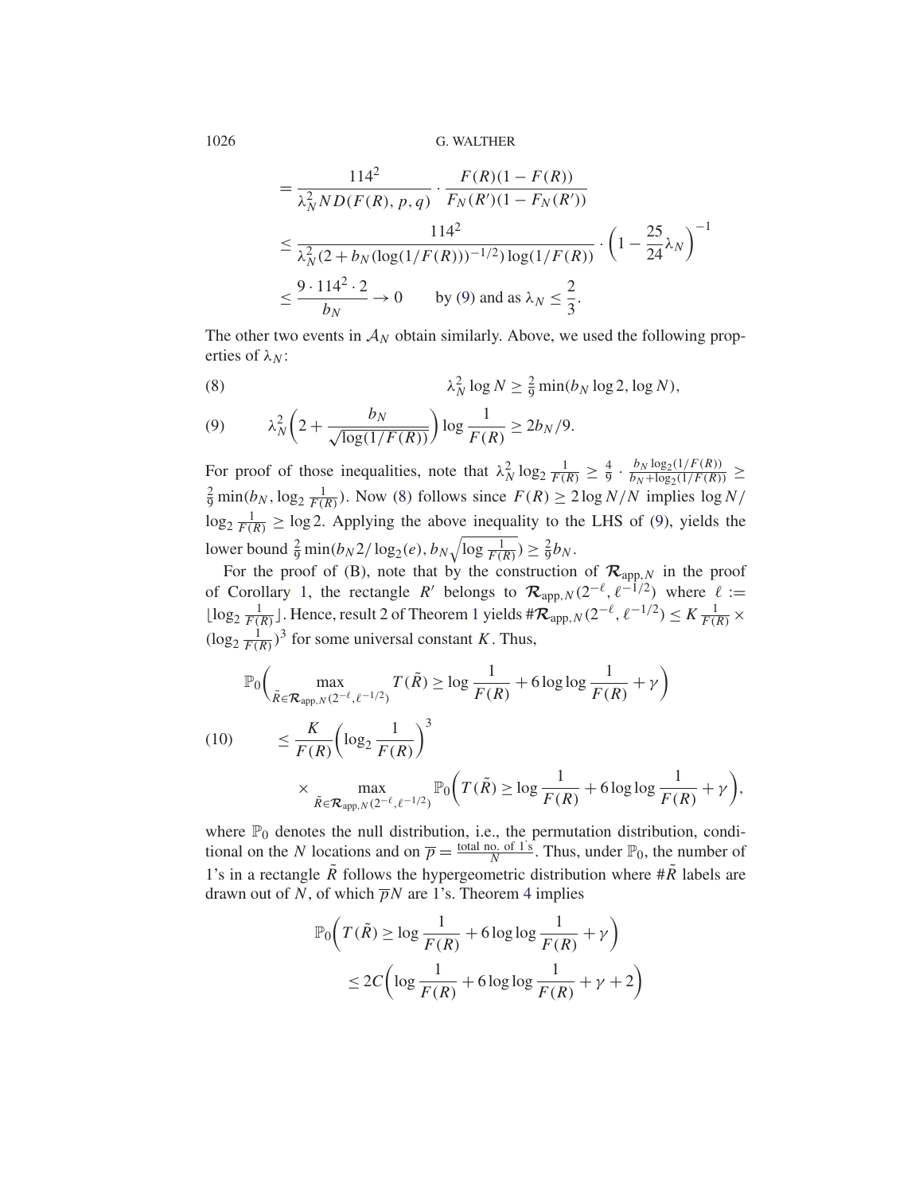$$
\begin{aligned}
&= \frac{114^2}{\lambda_N^2 N D(F(R), p, q)} \cdot \frac{F(R)(1-F(R))}{F_N(R')(1-F_N(R'))} \\
&\le \frac{114^2}{\lambda_N^2 (2 + b_N(\log(1/F(R)))^{-1/2}) \log(1/F(R))} \cdot \left(1 - \frac{25}{24}\lambda_N\right)^{-1} \\
&\le \frac{9 \cdot 114^2 \cdot 2}{b_N} \to 0 \qquad \text{by (9) and as } \lambda_N \le \frac{2}{3}.
\end{aligned}
$$

The other two events in $\mathcal{A}_N$ obtain similarly. Above, we used the following properties of $\lambda_N$:

$$
\lambda_N^2 \log N \ge \tfrac{2}{9} \min(b_N \log 2, \log N), \tag{8}
$$

$$
\lambda_N^2 \left(2 + \frac{b_N}{\sqrt{\log(1/F(R))}}\right) \log \frac{1}{F(R)} \ge 2b_N/9. \tag{9}
$$

For proof of those inequalities, note that $\lambda_N^2 \log_2 \frac{1}{F(R)} \ge \frac{4}{9} \cdot \frac{b_N \log_2(1/F(R))}{b_N + \log_2(1/F(R))} \ge \frac{2}{9} \min(b_N, \log_2 \frac{1}{F(R)})$. Now (8) follows since $F(R) \ge 2 \log N/N$ implies $\log N / \log_2 \frac{1}{F(R)} \ge \log 2$. Applying the above inequality to the LHS of (9), yields the lower bound $\frac{2}{9} \min(b_N 2/\log_2(e), b_N \sqrt{\log \frac{1}{F(R)}}) \ge \frac{2}{9} b_N$.

For the proof of (B), note that by the construction of $\boldsymbol{\mathcal{R}}_{\text{app},N}$ in the proof of Corollary 1, the rectangle $R'$ belongs to $\boldsymbol{\mathcal{R}}_{\text{app},N}(2^{-\ell}, \ell^{-1/2})$ where $\ell := \lfloor \log_2 \frac{1}{F(R)} \rfloor$. Hence, result 2 of Theorem 1 yields $\#\boldsymbol{\mathcal{R}}_{\text{app},N}(2^{-\ell}, \ell^{-1/2}) \le K \frac{1}{F(R)} \times (\log_2 \frac{1}{F(R)})^3$ for some universal constant $K$. Thus,

$$
\begin{aligned}
&\mathbb{P}_0\left( \max_{\tilde{R} \in \boldsymbol{\mathcal{R}}_{\text{app},N}(2^{-\ell}, \ell^{-1/2})} T(\tilde{R}) \ge \log \frac{1}{F(R)} + 6 \log\log \frac{1}{F(R)} + \gamma \right) \\
&\quad \le \frac{K}{F(R)} \left(\log_2 \frac{1}{F(R)}\right)^3 \\
&\qquad \times \max_{\tilde{R} \in \boldsymbol{\mathcal{R}}_{\text{app},N}(2^{-\ell}, \ell^{-1/2})} \mathbb{P}_0\left( T(\tilde{R}) \ge \log \frac{1}{F(R)} + 6 \log\log \frac{1}{F(R)} + \gamma \right),
\end{aligned} \tag{10}
$$

where $\mathbb{P}_0$ denotes the null distribution, i.e., the permutation distribution, conditional on the $N$ locations and on $\overline{p} = \frac{\text{total no. of 1's}}{N}$. Thus, under $\mathbb{P}_0$, the number of 1's in a rectangle $\tilde{R}$ follows the hypergeometric distribution where $\#\tilde{R}$ labels are drawn out of $N$, of which $\overline{p}N$ are 1's. Theorem 4 implies

$$
\begin{aligned}
&\mathbb{P}_0\left( T(\tilde{R}) \ge \log \frac{1}{F(R)} + 6 \log\log \frac{1}{F(R)} + \gamma \right) \\
&\quad \le 2C \left( \log \frac{1}{F(R)} + 6 \log\log \frac{1}{F(R)} + \gamma + 2 \right)
\end{aligned}
$$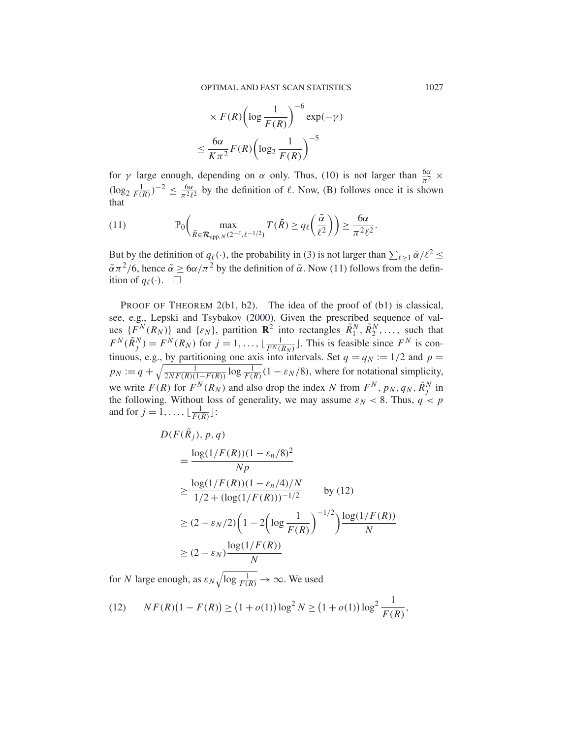$$
\begin{aligned}
&\times F(R)\left(\log \frac{1}{F(R)}\right)^{-6} \exp(-\gamma) \\
&\leq \frac{6\alpha}{K\pi^2} F(R)\left(\log_2 \frac{1}{F(R)}\right)^{-5}
\end{aligned}
$$

for $\gamma$ large enough, depending on $\alpha$ only. Thus, (10) is not larger than $\frac{6\alpha}{\pi^2} \times (\log_2 \frac{1}{F(R)})^{-2} \leq \frac{6\alpha}{\pi^2 \ell^2}$ by the definition of $\ell$. Now, (B) follows once it is shown that

$$
\mathbb{P}_0\left(\max_{\tilde{R} \in \mathcal{R}_{\mathrm{app},N}(2^{-\ell}, \ell^{-1/2})} T(\tilde{R}) \geq q_\ell\left(\frac{\tilde{\alpha}}{\ell^2}\right)\right) \geq \frac{6\alpha}{\pi^2 \ell^2}. \tag{11}
$$

But by the definition of $q_\ell(\cdot)$, the probability in (3) is not larger than $\sum_{\ell \geq 1} \tilde{\alpha}/\ell^2 \leq \tilde{\alpha}\pi^2/6$, hence $\tilde{\alpha} \geq 6\alpha/\pi^2$ by the definition of $\tilde{\alpha}$. Now (11) follows from the definition of $q_\ell(\cdot)$. $\square$

PROOF OF THEOREM 2(b1, b2). The idea of the proof of (b1) is classical, see, e.g., Lepski and Tsybakov (2000). Given the prescribed sequence of values $\{F^N(R_N)\}$ and $\{\varepsilon_N\}$, partition $\mathbf{R}^2$ into rectangles $\tilde{R}_1^N, \tilde{R}_2^N, \ldots,$ such that $F^N(\tilde{R}_j^N) = F^N(R_N)$ for $j = 1, \ldots, \lfloor \frac{1}{F^N(R_N)} \rfloor$. This is feasible since $F^N$ is continuous, e.g., by partitioning one axis into intervals. Set $q = q_N := 1/2$ and $p = p_N := q + \sqrt{\frac{1}{2NF(R)(1-F(R))} \log \frac{1}{F(R)}}(1 - \varepsilon_N/8)$, where for notational simplicity, we write $F(R)$ for $F^N(R_N)$ and also drop the index $N$ from $F^N, p_N, q_N, \tilde{R}_j^N$ in the following. Without loss of generality, we may assume $\varepsilon_N < 8$. Thus, $q < p$ and for $j = 1, \ldots, \lfloor \frac{1}{F(R)} \rfloor$:

$$
\begin{aligned}
&D(F(\tilde{R}_j), p, q) \\
&\quad = \frac{\log(1/F(R))(1 - \varepsilon_n/8)^2}{Np} \\
&\quad \geq \frac{\log(1/F(R))(1 - \varepsilon_n/4)/N}{1/2 + (\log(1/F(R)))^{-1/2}} \qquad \text{by (12)} \\
&\quad \geq (2 - \varepsilon_N/2)\left(1 - 2\left(\log \frac{1}{F(R)}\right)^{-1/2}\right) \frac{\log(1/F(R))}{N} \\
&\quad \geq (2 - \varepsilon_N) \frac{\log(1/F(R))}{N}
\end{aligned}
$$

for $N$ large enough, as $\varepsilon_N \sqrt{\log \frac{1}{F(R)}} \to \infty$. We used

$$
NF(R)(1 - F(R)) \geq (1 + o(1)) \log^2 N \geq (1 + o(1)) \log^2 \frac{1}{F(R)}, \tag{12}
$$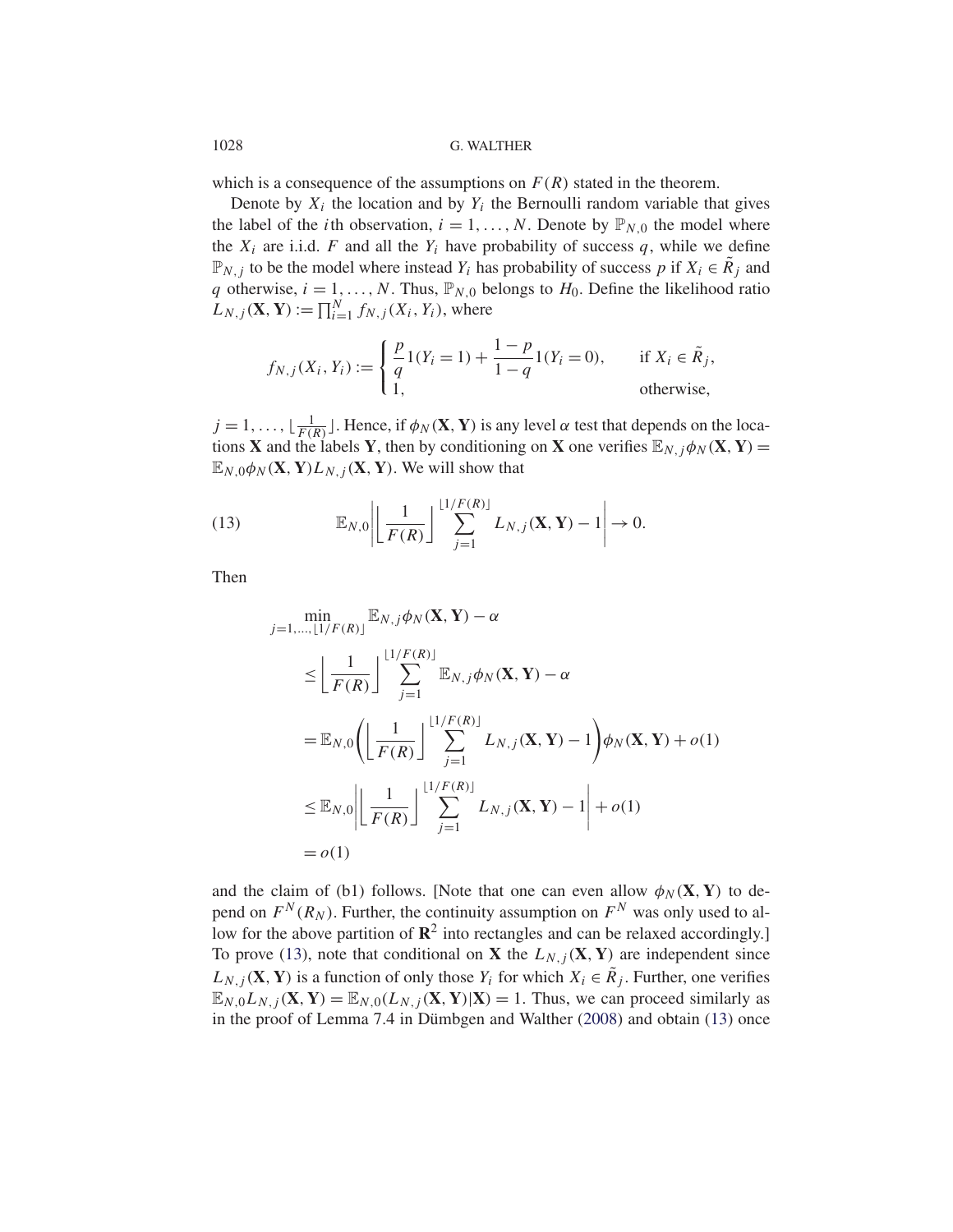which is a consequence of the assumptions on $F(R)$ stated in the theorem.

Denote by $X_i$ the location and by $Y_i$ the Bernoulli random variable that gives the label of the $i$th observation, $i = 1, \dots, N$. Denote by $\mathbb{P}_{N,0}$ the model where the $X_i$ are i.i.d. $F$ and all the $Y_i$ have probability of success $q$, while we define $\mathbb{P}_{N,j}$ to be the model where instead $Y_i$ has probability of success $p$ if $X_i \in \tilde{R}_j$ and $q$ otherwise, $i = 1, \dots, N$. Thus, $\mathbb{P}_{N,0}$ belongs to $H_0$. Define the likelihood ratio $L_{N,j}(\mathbf{X}, \mathbf{Y}) := \prod_{i=1}^N f_{N,j}(X_i, Y_i)$, where

$$f_{N,j}(X_i, Y_i) := \begin{cases} \dfrac{p}{q} 1(Y_i = 1) + \dfrac{1-p}{1-q} 1(Y_i = 0), & \text{if } X_i \in \tilde{R}_j, \\ 1, & \text{otherwise,} \end{cases}$$

$j = 1, \dots, \lfloor \frac{1}{F(R)} \rfloor$. Hence, if $\phi_N(\mathbf{X}, \mathbf{Y})$ is any level $\alpha$ test that depends on the locations $\mathbf{X}$ and the labels $\mathbf{Y}$, then by conditioning on $\mathbf{X}$ one verifies $\mathbb{E}_{N,j} \phi_N(\mathbf{X}, \mathbf{Y}) = \mathbb{E}_{N,0} \phi_N(\mathbf{X}, \mathbf{Y}) L_{N,j}(\mathbf{X}, \mathbf{Y})$. We will show that

$$\mathbb{E}_{N,0} \left| \left\lfloor \frac{1}{F(R)} \right\rfloor \sum_{j=1}^{\lfloor 1/F(R) \rfloor} L_{N,j}(\mathbf{X}, \mathbf{Y}) - 1 \right| \to 0. \tag{13}$$

Then

$$\begin{aligned}
&\min_{j=1,\dots,\lfloor 1/F(R) \rfloor} \mathbb{E}_{N,j} \phi_N(\mathbf{X}, \mathbf{Y}) - \alpha \\
&\quad \le \left\lfloor \frac{1}{F(R)} \right\rfloor \sum_{j=1}^{\lfloor 1/F(R) \rfloor} \mathbb{E}_{N,j} \phi_N(\mathbf{X}, \mathbf{Y}) - \alpha \\
&\quad = \mathbb{E}_{N,0} \left( \left\lfloor \frac{1}{F(R)} \right\rfloor \sum_{j=1}^{\lfloor 1/F(R) \rfloor} L_{N,j}(\mathbf{X}, \mathbf{Y}) - 1 \right) \phi_N(\mathbf{X}, \mathbf{Y}) + o(1) \\
&\quad \le \mathbb{E}_{N,0} \left| \left\lfloor \frac{1}{F(R)} \right\rfloor \sum_{j=1}^{\lfloor 1/F(R) \rfloor} L_{N,j}(\mathbf{X}, \mathbf{Y}) - 1 \right| + o(1) \\
&\quad = o(1)
\end{aligned}$$

and the claim of (b1) follows. [Note that one can even allow $\phi_N(\mathbf{X}, \mathbf{Y})$ to depend on $F^N(R_N)$. Further, the continuity assumption on $F^N$ was only used to allow for the above partition of $\mathbf{R}^2$ into rectangles and can be relaxed accordingly.] To prove (13), note that conditional on $\mathbf{X}$ the $L_{N,j}(\mathbf{X}, \mathbf{Y})$ are independent since $L_{N,j}(\mathbf{X}, \mathbf{Y})$ is a function of only those $Y_i$ for which $X_i \in \tilde{R}_j$. Further, one verifies $\mathbb{E}_{N,0} L_{N,j}(\mathbf{X}, \mathbf{Y}) = \mathbb{E}_{N,0}(L_{N,j}(\mathbf{X}, \mathbf{Y}) | \mathbf{X}) = 1$. Thus, we can proceed similarly as in the proof of Lemma 7.4 in Dümbgen and Walther (2008) and obtain (13) once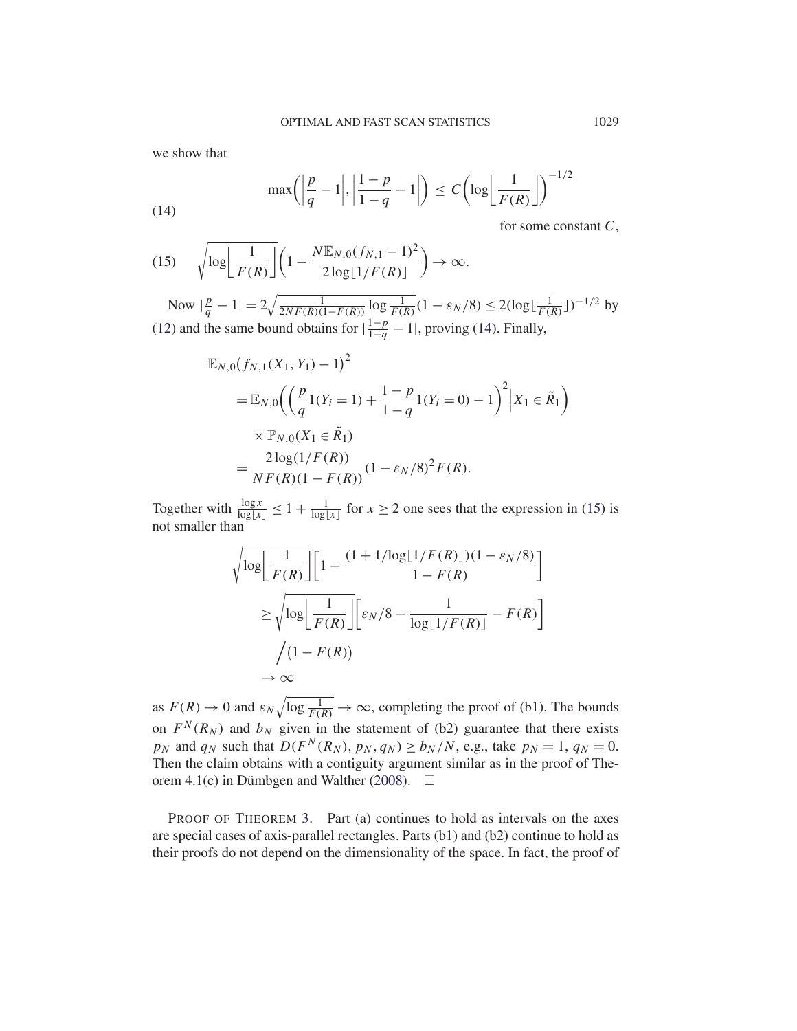we show that

$$\max\left(\left|\frac{p}{q}-1\right|, \left|\frac{1-p}{1-q}-1\right|\right) \leq C\left(\log\left\lfloor \frac{1}{F(R)}\right\rfloor\right)^{-1/2} \tag{14}$$

for some constant $C$,

$$\sqrt{\log\left\lfloor \frac{1}{F(R)}\right\rfloor}\left(1-\frac{N\mathbb{E}_{N,0}(f_{N,1}-1)^2}{2\log\lfloor 1/F(R)\rfloor}\right) \to \infty. \tag{15}$$

Now $|\frac{p}{q}-1| = 2\sqrt{\frac{1}{2NF(R)(1-F(R))}\log\frac{1}{F(R)}}(1-\varepsilon_N/8) \leq 2(\log\lfloor\frac{1}{F(R)}\rfloor)^{-1/2}$ by (12) and the same bound obtains for $|\frac{1-p}{1-q}-1|$, proving (14). Finally,

$$\begin{aligned}
&\mathbb{E}_{N,0}\big(f_{N,1}(X_1,Y_1)-1\big)^2 \\
&\quad = \mathbb{E}_{N,0}\left(\left(\frac{p}{q}1(Y_i=1)+\frac{1-p}{1-q}1(Y_i=0)-1\right)^2 \Big| X_1 \in \tilde{R}_1\right) \\
&\qquad \times \mathbb{P}_{N,0}(X_1 \in \tilde{R}_1) \\
&\quad = \frac{2\log(1/F(R))}{NF(R)(1-F(R))}(1-\varepsilon_N/8)^2 F(R).
\end{aligned}$$

Together with $\frac{\log x}{\log\lfloor x\rfloor} \leq 1+\frac{1}{\log\lfloor x\rfloor}$ for $x \geq 2$ one sees that the expression in (15) is not smaller than

$$\begin{aligned}
&\sqrt{\log\left\lfloor\frac{1}{F(R)}\right\rfloor}\left[1-\frac{(1+1/\log\lfloor 1/F(R)\rfloor)(1-\varepsilon_N/8)}{1-F(R)}\right] \\
&\quad \geq \sqrt{\log\left\lfloor\frac{1}{F(R)}\right\rfloor}\left[\varepsilon_N/8-\frac{1}{\log\lfloor 1/F(R)\rfloor}-F(R)\right] \\
&\qquad \Big/ \big(1-F(R)\big) \\
&\quad \to \infty
\end{aligned}$$

as $F(R) \to 0$ and $\varepsilon_N\sqrt{\log\frac{1}{F(R)}} \to \infty$, completing the proof of (b1). The bounds on $F^N(R_N)$ and $b_N$ given in the statement of (b2) guarantee that there exists $p_N$ and $q_N$ such that $D(F^N(R_N), p_N, q_N) \geq b_N/N$, e.g., take $p_N = 1$, $q_N = 0$. Then the claim obtains with a contiguity argument similar as in the proof of Theorem 4.1(c) in Dümbgen and Walther (2008). $\square$

PROOF OF THEOREM 3. Part (a) continues to hold as intervals on the axes are special cases of axis-parallel rectangles. Parts (b1) and (b2) continue to hold as their proofs do not depend on the dimensionality of the space. In fact, the proof of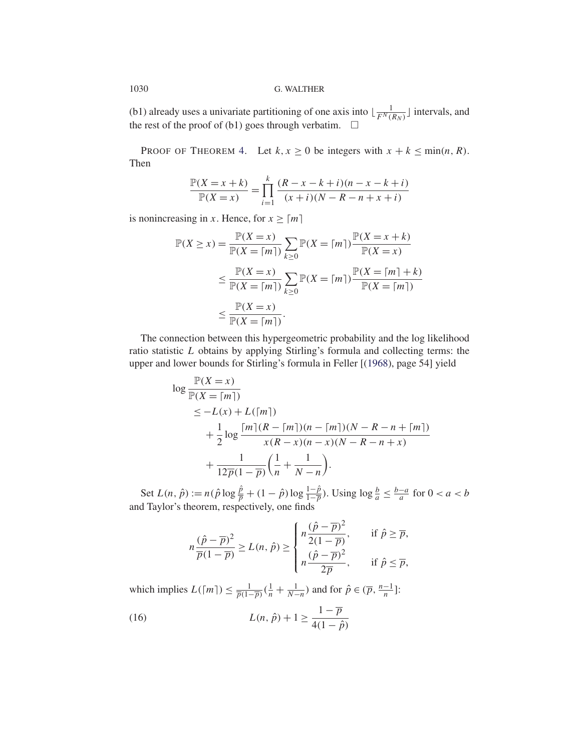(b1) already uses a univariate partitioning of one axis into $\lfloor \frac{1}{F^N(R_N)} \rfloor$ intervals, and the rest of the proof of (b1) goes through verbatim. $\square$

PROOF OF THEOREM 4. Let $k, x \geq 0$ be integers with $x + k \leq \min(n, R)$. Then

$$\frac{\mathbb{P}(X = x+k)}{\mathbb{P}(X = x)} = \prod_{i=1}^{k} \frac{(R - x - k + i)(n - x - k + i)}{(x+i)(N - R - n + x + i)}$$

is nonincreasing in $x$. Hence, for $x \geq \lceil m \rceil$

$$\begin{aligned}
\mathbb{P}(X \geq x) &= \frac{\mathbb{P}(X = x)}{\mathbb{P}(X = \lceil m \rceil)} \sum_{k \geq 0} \mathbb{P}(X = \lceil m \rceil) \frac{\mathbb{P}(X = x + k)}{\mathbb{P}(X = x)} \\
&\leq \frac{\mathbb{P}(X = x)}{\mathbb{P}(X = \lceil m \rceil)} \sum_{k \geq 0} \mathbb{P}(X = \lceil m \rceil) \frac{\mathbb{P}(X = \lceil m \rceil + k)}{\mathbb{P}(X = \lceil m \rceil)} \\
&\leq \frac{\mathbb{P}(X = x)}{\mathbb{P}(X = \lceil m \rceil)}.
\end{aligned}$$

The connection between this hypergeometric probability and the log likelihood ratio statistic $L$ obtains by applying Stirling's formula and collecting terms: the upper and lower bounds for Stirling's formula in Feller [(1968), page 54] yield

$$\begin{aligned}
\log & \frac{\mathbb{P}(X = x)}{\mathbb{P}(X = \lceil m \rceil)} \\
&\leq -L(x) + L(\lceil m \rceil) \\
&\quad + \frac{1}{2} \log \frac{\lceil m \rceil (R - \lceil m \rceil)(n - \lceil m \rceil)(N - R - n + \lceil m \rceil)}{x(R - x)(n - x)(N - R - n + x)} \\
&\quad + \frac{1}{12 \overline{p}(1 - \overline{p})} \left( \frac{1}{n} + \frac{1}{N - n} \right).
\end{aligned}$$

Set $L(n, \hat{p}) := n(\hat{p} \log \frac{\hat{p}}{\overline{p}} + (1 - \hat{p}) \log \frac{1 - \hat{p}}{1 - \overline{p}})$. Using $\log \frac{b}{a} \leq \frac{b-a}{a}$ for $0 < a < b$ and Taylor's theorem, respectively, one finds

$$n \frac{(\hat{p} - \overline{p})^2}{\overline{p}(1 - \overline{p})} \geq L(n, \hat{p}) \geq \begin{cases} n \dfrac{(\hat{p} - \overline{p})^2}{2(1 - \overline{p})}, & \text{if } \hat{p} \geq \overline{p}, \\[2ex] n \dfrac{(\hat{p} - \overline{p})^2}{2\overline{p}}, & \text{if } \hat{p} \leq \overline{p}, \end{cases}$$

which implies $L(\lceil m \rceil) \leq \frac{1}{\overline{p}(1 - \overline{p})}(\frac{1}{n} + \frac{1}{N - n})$ and for $\hat{p} \in (\overline{p}, \frac{n-1}{n}]$:

$$L(n, \hat{p}) + 1 \geq \frac{1 - \overline{p}}{4(1 - \hat{p})} \tag{16}$$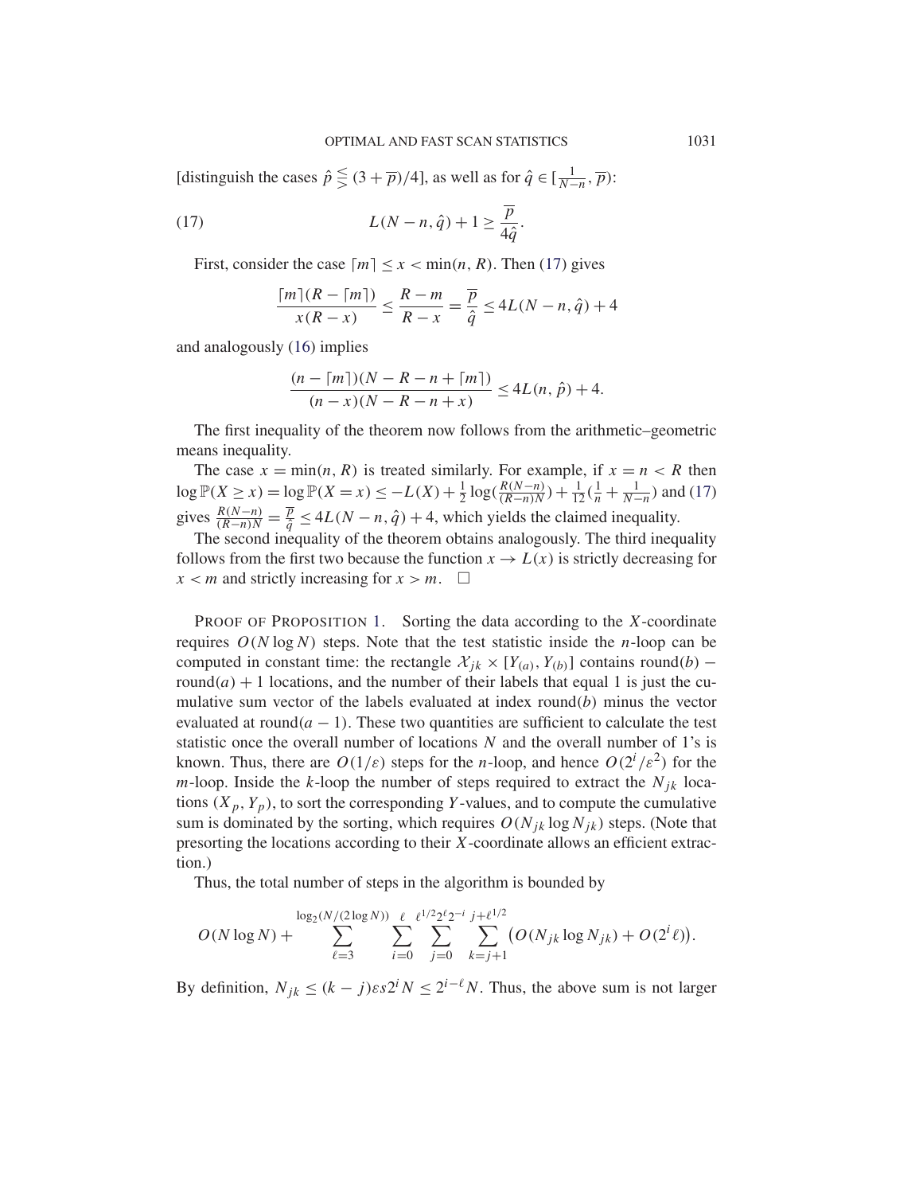[distinguish the cases $\hat{p} \lesseqgtr (3 + \overline{p})/4$], as well as for $\hat{q} \in [\frac{1}{N-n}, \overline{p})$:

$$L(N - n, \hat{q}) + 1 \geq \frac{\overline{p}}{4\hat{q}}. \tag{17}$$

First, consider the case $\lceil m \rceil \leq x < \min(n, R)$. Then (17) gives

$$\frac{\lceil m \rceil (R - \lceil m \rceil)}{x(R - x)} \leq \frac{R - m}{R - x} = \frac{\overline{p}}{\hat{q}} \leq 4L(N - n, \hat{q}) + 4$$

and analogously (16) implies

$$\frac{(n - \lceil m \rceil)(N - R - n + \lceil m \rceil)}{(n - x)(N - R - n + x)} \leq 4L(n, \hat{p}) + 4.$$

The first inequality of the theorem now follows from the arithmetic–geometric means inequality.

The case $x = \min(n, R)$ is treated similarly. For example, if $x = n < R$ then $\log \mathbb{P}(X \geq x) = \log \mathbb{P}(X = x) \leq -L(X) + \frac{1}{2} \log(\frac{R(N-n)}{(R-n)N}) + \frac{1}{12}(\frac{1}{n} + \frac{1}{N-n})$ and (17) gives $\frac{R(N-n)}{(R-n)N} = \frac{\overline{p}}{\hat{q}} \leq 4L(N - n, \hat{q}) + 4$, which yields the claimed inequality.

The second inequality of the theorem obtains analogously. The third inequality follows from the first two because the function $x \to L(x)$ is strictly decreasing for $x < m$ and strictly increasing for $x > m$. $\square$

PROOF OF PROPOSITION 1. Sorting the data according to the $X$-coordinate requires $O(N \log N)$ steps. Note that the test statistic inside the $n$-loop can be computed in constant time: the rectangle $\mathcal{X}_{jk} \times [Y_{(a)}, Y_{(b)}]$ contains round$(b)$ − round$(a) + 1$ locations, and the number of their labels that equal 1 is just the cumulative sum vector of the labels evaluated at index round$(b)$ minus the vector evaluated at round$(a - 1)$. These two quantities are sufficient to calculate the test statistic once the overall number of locations $N$ and the overall number of 1's is known. Thus, there are $O(1/\varepsilon)$ steps for the $n$-loop, and hence $O(2^i/\varepsilon^2)$ for the $m$-loop. Inside the $k$-loop the number of steps required to extract the $N_{jk}$ locations $(X_p, Y_p)$, to sort the corresponding $Y$-values, and to compute the cumulative sum is dominated by the sorting, which requires $O(N_{jk} \log N_{jk})$ steps. (Note that presorting the locations according to their $X$-coordinate allows an efficient extraction.)

Thus, the total number of steps in the algorithm is bounded by

$$O(N \log N) + \sum_{\ell=3}^{\log_2(N/(2\log N))} \sum_{i=0}^{\ell} \sum_{j=0}^{\ell^{1/2} 2^{\ell} 2^{-i}} \sum_{k=j+1}^{j+\ell^{1/2}} \bigl(O(N_{jk} \log N_{jk}) + O(2^i \ell)\bigr).$$

By definition, $N_{jk} \leq (k - j)\varepsilon s 2^i N \leq 2^{i-\ell} N$. Thus, the above sum is not larger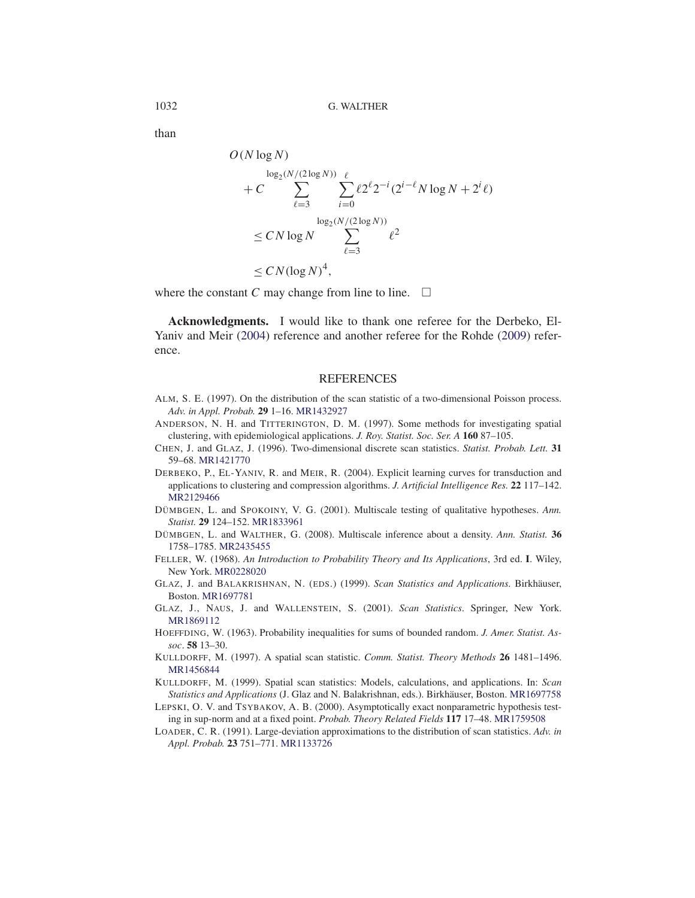than

$$
\begin{aligned}
&O(N \log N) \\
&\quad + C \sum_{\ell=3}^{\log_2(N/(2\log N))} \sum_{i=0}^{\ell} \ell 2^{\ell} 2^{-i} (2^{i-\ell} N \log N + 2^i \ell) \\
&\quad \le C N \log N \sum_{\ell=3}^{\log_2(N/(2\log N))} \ell^2 \\
&\quad \le C N (\log N)^4,
\end{aligned}
$$

where the constant $C$ may change from line to line. $\square$

**Acknowledgments.** I would like to thank one referee for the Derbeko, El-Yaniv and Meir (2004) reference and another referee for the Rohde (2009) reference.

## REFERENCES

ALM, S. E. (1997). On the distribution of the scan statistic of a two-dimensional Poisson process. *Adv. in Appl. Probab.* **29** 1–16. MR1432927

ANDERSON, N. H. and TITTERINGTON, D. M. (1997). Some methods for investigating spatial clustering, with epidemiological applications. *J. Roy. Statist. Soc. Ser. A* **160** 87–105.

CHEN, J. and GLAZ, J. (1996). Two-dimensional discrete scan statistics. *Statist. Probab. Lett.* **31** 59–68. MR1421770

DERBEKO, P., EL-YANIV, R. and MEIR, R. (2004). Explicit learning curves for transduction and applications to clustering and compression algorithms. *J. Artificial Intelligence Res.* **22** 117–142. MR2129466

DÜMBGEN, L. and SPOKOINY, V. G. (2001). Multiscale testing of qualitative hypotheses. *Ann. Statist.* **29** 124–152. MR1833961

DÜMBGEN, L. and WALTHER, G. (2008). Multiscale inference about a density. *Ann. Statist.* **36** 1758–1785. MR2435455

FELLER, W. (1968). *An Introduction to Probability Theory and Its Applications*, 3rd ed. **I**. Wiley, New York. MR0228020

GLAZ, J. and BALAKRISHNAN, N. (EDS.) (1999). *Scan Statistics and Applications*. Birkhäuser, Boston. MR1697781

GLAZ, J., NAUS, J. and WALLENSTEIN, S. (2001). *Scan Statistics*. Springer, New York. MR1869112

HOEFFDING, W. (1963). Probability inequalities for sums of bounded random. *J. Amer. Statist. Assoc*. **58** 13–30.

KULLDORFF, M. (1997). A spatial scan statistic. *Comm. Statist. Theory Methods* **26** 1481–1496. MR1456844

KULLDORFF, M. (1999). Spatial scan statistics: Models, calculations, and applications. In: *Scan Statistics and Applications* (J. Glaz and N. Balakrishnan, eds.). Birkhäuser, Boston. MR1697758

LEPSKI, O. V. and TSYBAKOV, A. B. (2000). Asymptotically exact nonparametric hypothesis testing in sup-norm and at a fixed point. *Probab. Theory Related Fields* **117** 17–48. MR1759508

LOADER, C. R. (1991). Large-deviation approximations to the distribution of scan statistics. *Adv. in Appl. Probab.* **23** 751–771. MR1133726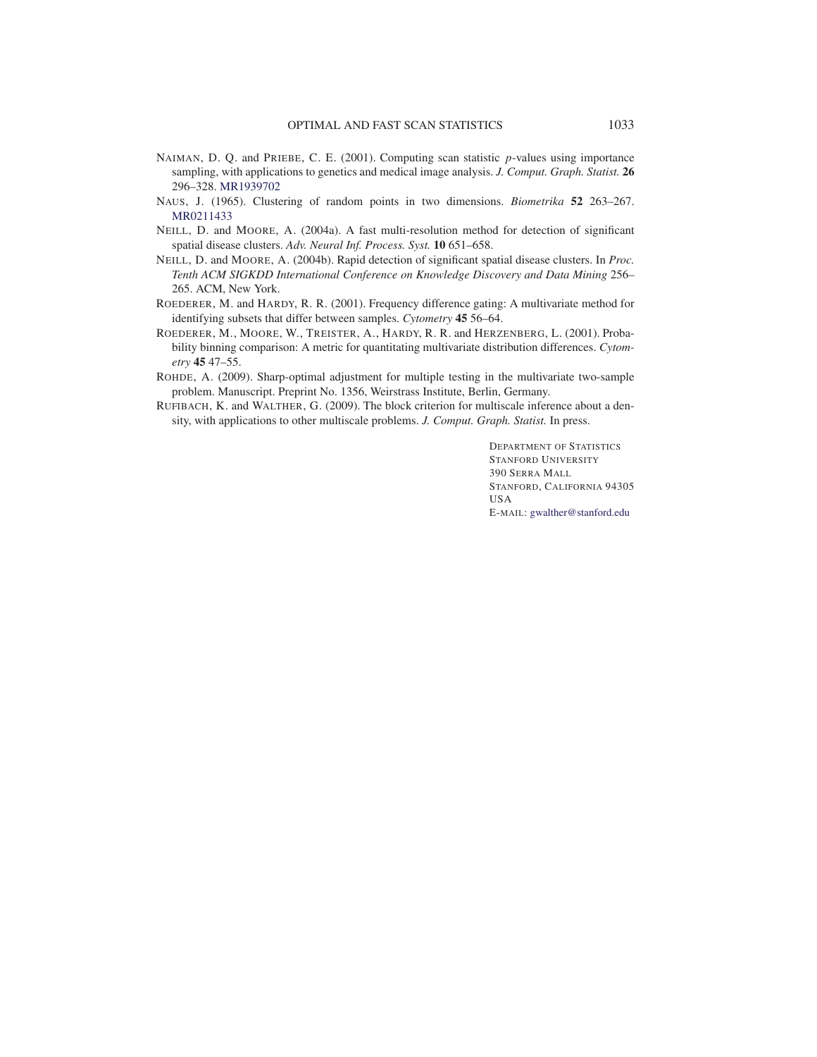NAIMAN, D. Q. and PRIEBE, C. E. (2001). Computing scan statistic $p$-values using importance sampling, with applications to genetics and medical image analysis. *J. Comput. Graph. Statist.* **26** 296–328. MR1939702

NAUS, J. (1965). Clustering of random points in two dimensions. *Biometrika* **52** 263–267. MR0211433

NEILL, D. and MOORE, A. (2004a). A fast multi-resolution method for detection of significant spatial disease clusters. *Adv. Neural Inf. Process. Syst.* **10** 651–658.

NEILL, D. and MOORE, A. (2004b). Rapid detection of significant spatial disease clusters. In *Proc. Tenth ACM SIGKDD International Conference on Knowledge Discovery and Data Mining* 256–265. ACM, New York.

ROEDERER, M. and HARDY, R. R. (2001). Frequency difference gating: A multivariate method for identifying subsets that differ between samples. *Cytometry* **45** 56–64.

ROEDERER, M., MOORE, W., TREISTER, A., HARDY, R. R. and HERZENBERG, L. (2001). Probability binning comparison: A metric for quantitating multivariate distribution differences. *Cytometry* **45** 47–55.

ROHDE, A. (2009). Sharp-optimal adjustment for multiple testing in the multivariate two-sample problem. Manuscript. Preprint No. 1356, Weirstrass Institute, Berlin, Germany.

RUFIBACH, K. and WALTHER, G. (2009). The block criterion for multiscale inference about a density, with applications to other multiscale problems. *J. Comput. Graph. Statist.* In press.

DEPARTMENT OF STATISTICS
STANFORD UNIVERSITY
390 SERRA MALL
STANFORD, CALIFORNIA 94305
USA
E-MAIL: gwalther@stanford.edu